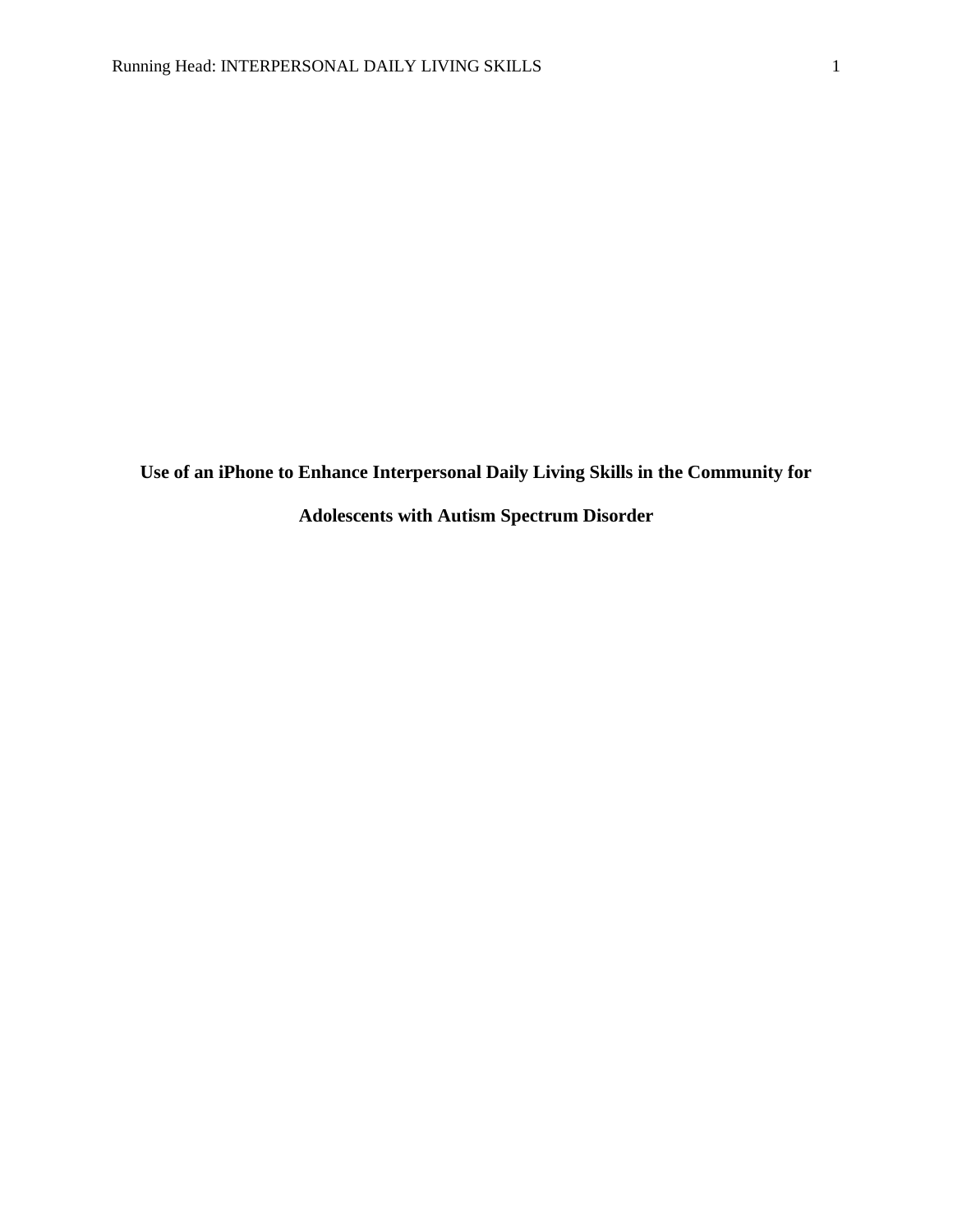# Use of an iPhone to Enhance Interpersonal Daily Living Skills in the Community for Adolescents with Autism Spectrum Disorder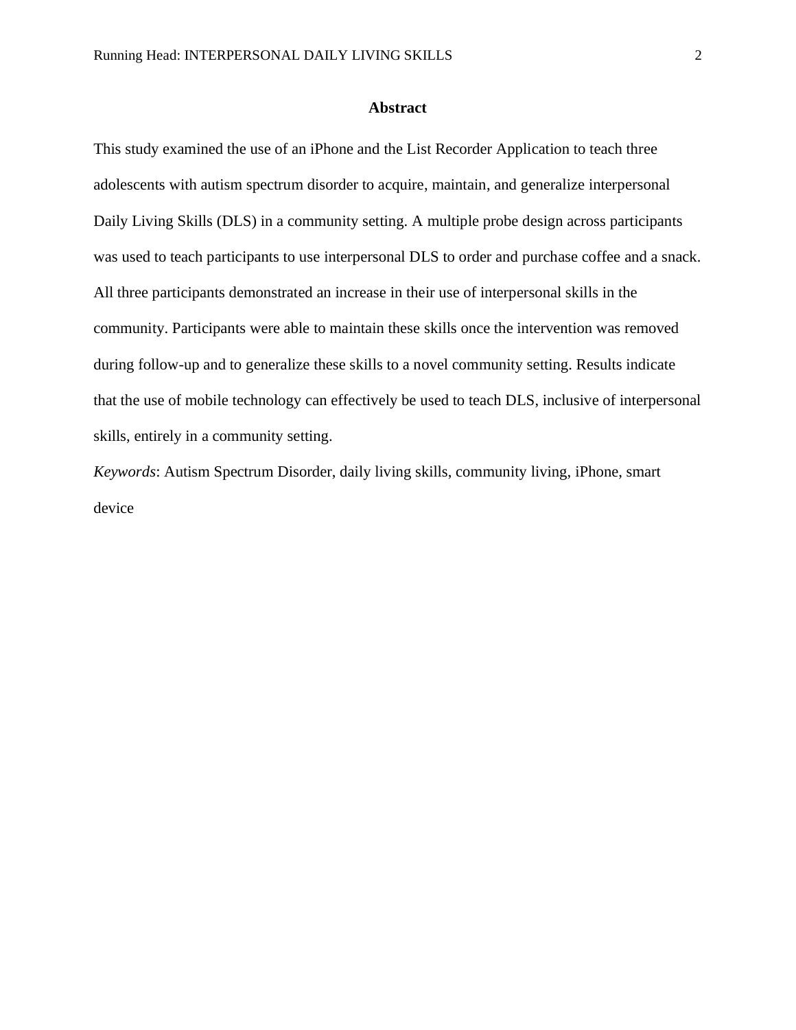## Abstract

This study examined the use of an iPhone and the List Recorder Application to teach three adolescents with autism spectrum disorder to acquire, maintain, and generalize interpersonal Daily Living Skills (DLS) in a community setting. A multiple probe design across participants was used to teach participants to use interpersonal DLS to order and purchase coffee and a snack. All three participants demonstrated an increase in their use of interpersonal skills in the community. Participants were able to maintain these skills once the intervention was removed during follow-up and to generalize these skills to a novel community setting. Results indicate that the use of mobile technology can effectively be used to teach DLS, inclusive of interpersonal skills, entirely in a community setting.

*Keywords*: Autism Spectrum Disorder, daily living skills, community living, iPhone, smart device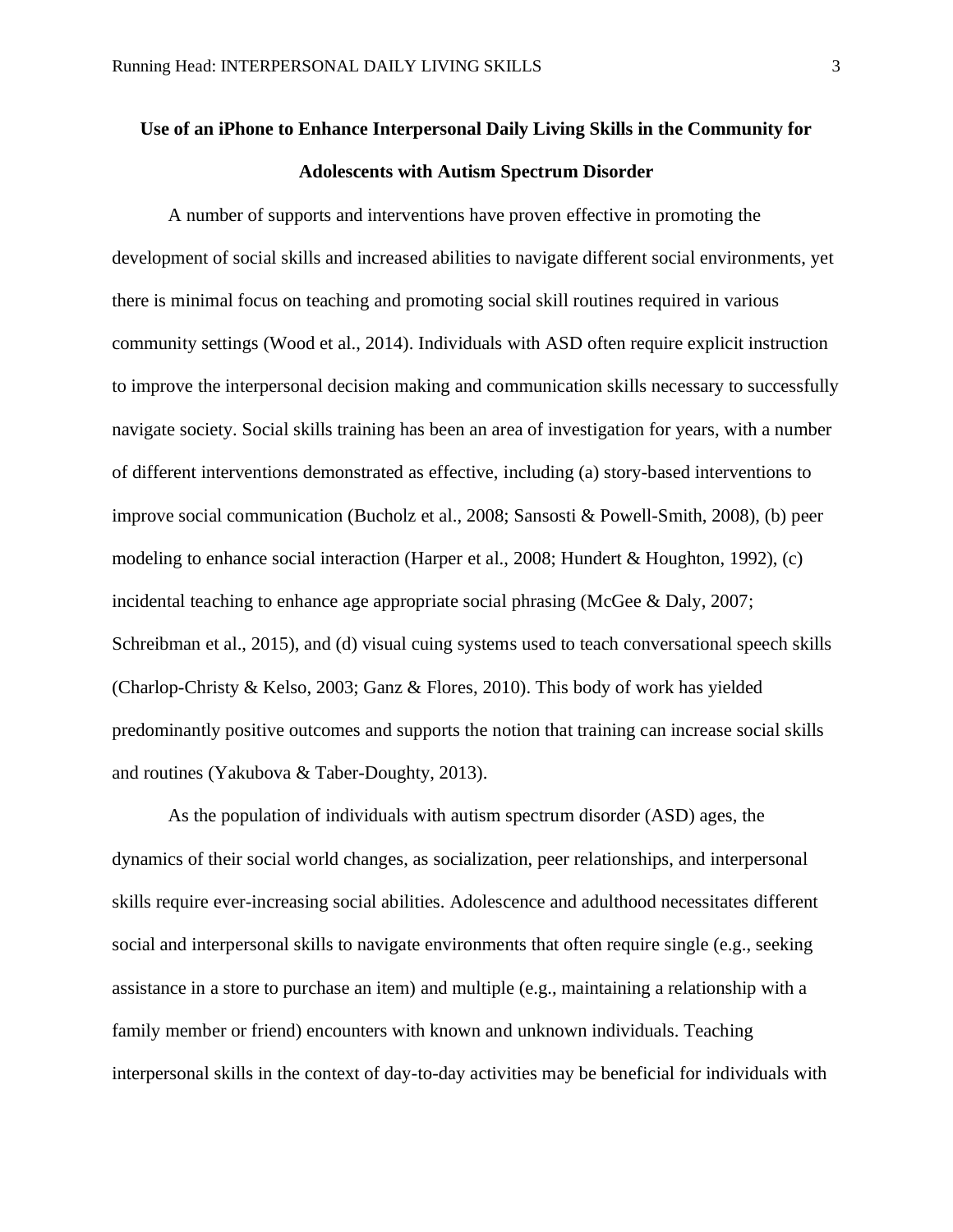**Use of an iPhone to Enhance Interpersonal Daily Living Skills in the Community for Adolescents with Autism Spectrum Disorder**

A number of supports and interventions have proven effective in promoting the development of social skills and increased abilities to navigate different social environments, yet there is minimal focus on teaching and promoting social skill routines required in various community settings (Wood et al., 2014). Individuals with ASD often require explicit instruction to improve the interpersonal decision making and communication skills necessary to successfully navigate society. Social skills training has been an area of investigation for years, with a number of different interventions demonstrated as effective, including (a) story-based interventions to improve social communication (Bucholz et al., 2008; Sansosti & Powell-Smith, 2008), (b) peer modeling to enhance social interaction (Harper et al., 2008; Hundert & Houghton, 1992), (c) incidental teaching to enhance age appropriate social phrasing (McGee & Daly, 2007; Schreibman et al., 2015), and (d) visual cuing systems used to teach conversational speech skills (Charlop-Christy & Kelso, 2003; Ganz & Flores, 2010). This body of work has yielded predominantly positive outcomes and supports the notion that training can increase social skills and routines (Yakubova & Taber-Doughty, 2013).

As the population of individuals with autism spectrum disorder (ASD) ages, the dynamics of their social world changes, as socialization, peer relationships, and interpersonal skills require ever-increasing social abilities. Adolescence and adulthood necessitates different social and interpersonal skills to navigate environments that often require single (e.g., seeking assistance in a store to purchase an item) and multiple (e.g., maintaining a relationship with a family member or friend) encounters with known and unknown individuals. Teaching interpersonal skills in the context of day-to-day activities may be beneficial for individuals with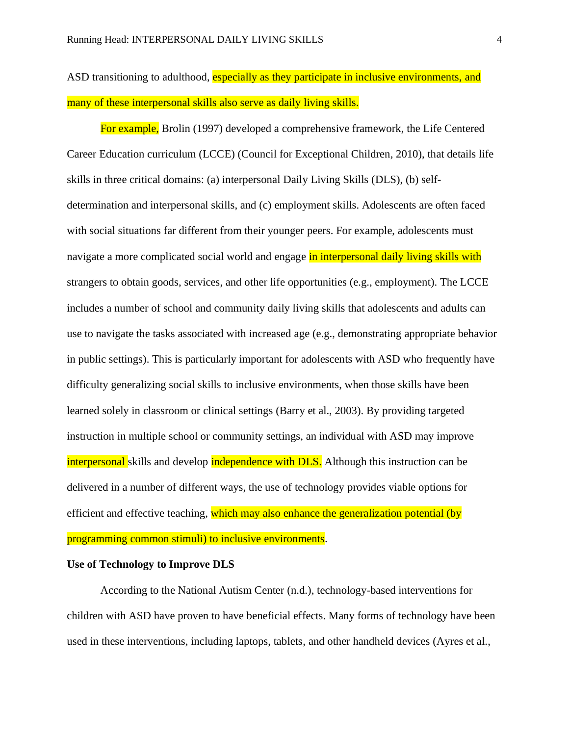ASD transitioning to adulthood, especially as they participate in inclusive environments, and many of these interpersonal skills also serve as daily living skills.

For example, Brolin (1997) developed a comprehensive framework, the Life Centered Career Education curriculum (LCCE) (Council for Exceptional Children, 2010), that details life skills in three critical domains: (a) interpersonal Daily Living Skills (DLS), (b) self-determination and interpersonal skills, and (c) employment skills. Adolescents are often faced with social situations far different from their younger peers. For example, adolescents must navigate a more complicated social world and engage in interpersonal daily living skills with strangers to obtain goods, services, and other life opportunities (e.g., employment). The LCCE includes a number of school and community daily living skills that adolescents and adults can use to navigate the tasks associated with increased age (e.g., demonstrating appropriate behavior in public settings). This is particularly important for adolescents with ASD who frequently have difficulty generalizing social skills to inclusive environments, when those skills have been learned solely in classroom or clinical settings (Barry et al., 2003). By providing targeted instruction in multiple school or community settings, an individual with ASD may improve interpersonal skills and develop independence with DLS. Although this instruction can be delivered in a number of different ways, the use of technology provides viable options for efficient and effective teaching, which may also enhance the generalization potential (by programming common stimuli) to inclusive environments.

**Use of Technology to Improve DLS**

According to the National Autism Center (n.d.), technology-based interventions for children with ASD have proven to have beneficial effects. Many forms of technology have been used in these interventions, including laptops, tablets, and other handheld devices (Ayres et al.,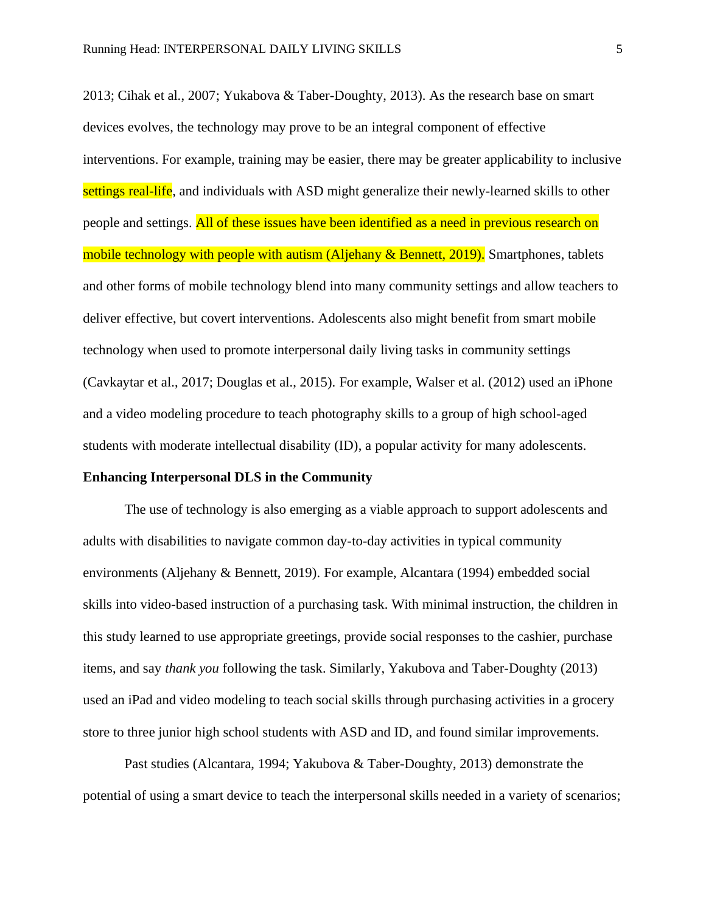2013; Cihak et al., 2007; Yukabova & Taber-Doughty, 2013). As the research base on smart devices evolves, the technology may prove to be an integral component of effective interventions. For example, training may be easier, there may be greater applicability to inclusive settings real-life, and individuals with ASD might generalize their newly-learned skills to other people and settings. All of these issues have been identified as a need in previous research on mobile technology with people with autism (Aljehany & Bennett, 2019). Smartphones, tablets and other forms of mobile technology blend into many community settings and allow teachers to deliver effective, but covert interventions. Adolescents also might benefit from smart mobile technology when used to promote interpersonal daily living tasks in community settings (Cavkaytar et al., 2017; Douglas et al., 2015). For example, Walser et al. (2012) used an iPhone and a video modeling procedure to teach photography skills to a group of high school-aged students with moderate intellectual disability (ID), a popular activity for many adolescents.

**Enhancing Interpersonal DLS in the Community**

The use of technology is also emerging as a viable approach to support adolescents and adults with disabilities to navigate common day-to-day activities in typical community environments (Aljehany & Bennett, 2019). For example, Alcantara (1994) embedded social skills into video-based instruction of a purchasing task. With minimal instruction, the children in this study learned to use appropriate greetings, provide social responses to the cashier, purchase items, and say *thank you* following the task. Similarly, Yakubova and Taber-Doughty (2013) used an iPad and video modeling to teach social skills through purchasing activities in a grocery store to three junior high school students with ASD and ID, and found similar improvements.

Past studies (Alcantara, 1994; Yakubova & Taber-Doughty, 2013) demonstrate the potential of using a smart device to teach the interpersonal skills needed in a variety of scenarios;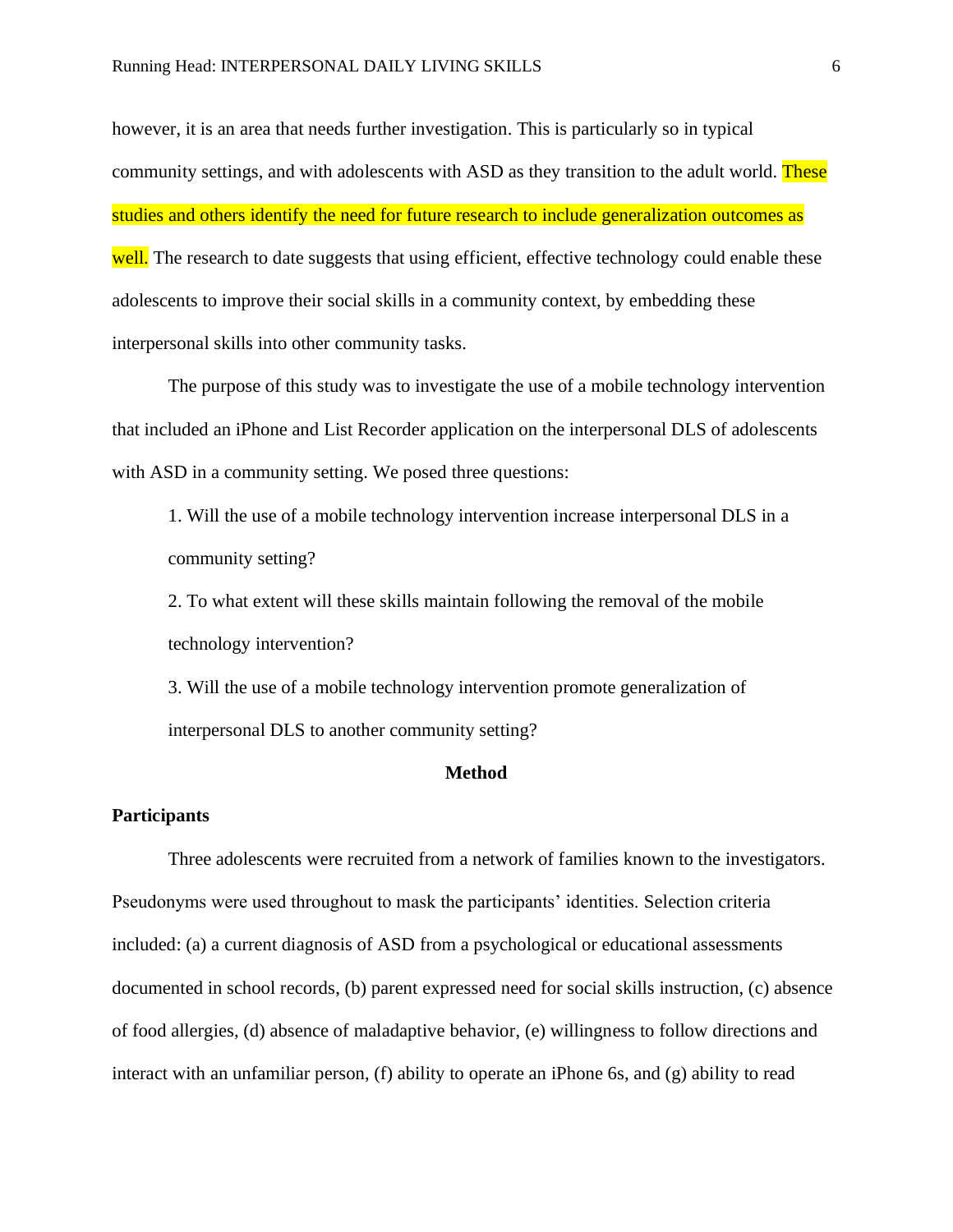however, it is an area that needs further investigation. This is particularly so in typical community settings, and with adolescents with ASD as they transition to the adult world. These studies and others identify the need for future research to include generalization outcomes as well. The research to date suggests that using efficient, effective technology could enable these adolescents to improve their social skills in a community context, by embedding these interpersonal skills into other community tasks.

The purpose of this study was to investigate the use of a mobile technology intervention that included an iPhone and List Recorder application on the interpersonal DLS of adolescents with ASD in a community setting. We posed three questions:

1. Will the use of a mobile technology intervention increase interpersonal DLS in a community setting?
2. To what extent will these skills maintain following the removal of the mobile technology intervention?
3. Will the use of a mobile technology intervention promote generalization of interpersonal DLS to another community setting?

## Method

### Participants

Three adolescents were recruited from a network of families known to the investigators. Pseudonyms were used throughout to mask the participants' identities. Selection criteria included: (a) a current diagnosis of ASD from a psychological or educational assessments documented in school records, (b) parent expressed need for social skills instruction, (c) absence of food allergies, (d) absence of maladaptive behavior, (e) willingness to follow directions and interact with an unfamiliar person, (f) ability to operate an iPhone 6s, and (g) ability to read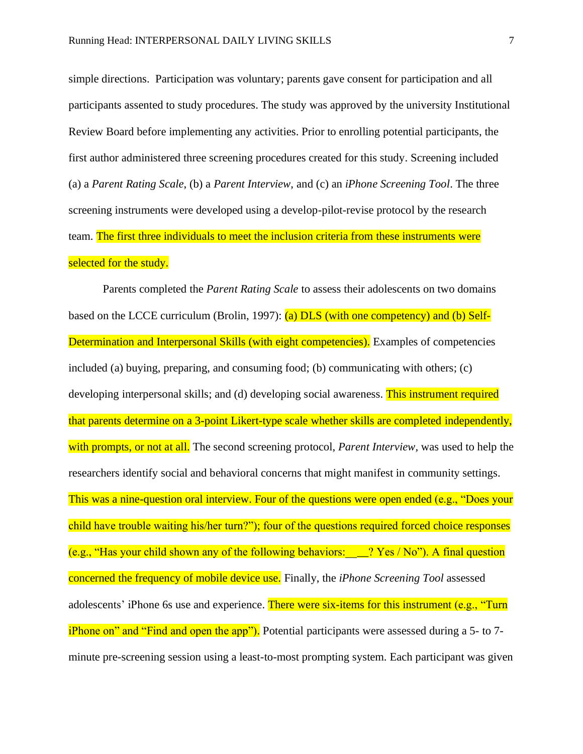simple directions. Participation was voluntary; parents gave consent for participation and all participants assented to study procedures. The study was approved by the university Institutional Review Board before implementing any activities. Prior to enrolling potential participants, the first author administered three screening procedures created for this study. Screening included (a) a *Parent Rating Scale*, (b) a *Parent Interview*, and (c) an *iPhone Screening Tool*. The three screening instruments were developed using a develop-pilot-revise protocol by the research team. The first three individuals to meet the inclusion criteria from these instruments were selected for the study.

Parents completed the *Parent Rating Scale* to assess their adolescents on two domains based on the LCCE curriculum (Brolin, 1997): (a) DLS (with one competency) and (b) Self-Determination and Interpersonal Skills (with eight competencies). Examples of competencies included (a) buying, preparing, and consuming food; (b) communicating with others; (c) developing interpersonal skills; and (d) developing social awareness. This instrument required that parents determine on a 3-point Likert-type scale whether skills are completed independently, with prompts, or not at all. The second screening protocol, *Parent Interview,* was used to help the researchers identify social and behavioral concerns that might manifest in community settings. This was a nine-question oral interview. Four of the questions were open ended (e.g., "Does your child have trouble waiting his/her turn?"); four of the questions required forced choice responses (e.g., "Has your child shown any of the following behaviors:\_\_\_\_? Yes / No"). A final question concerned the frequency of mobile device use. Finally, the *iPhone Screening Tool* assessed adolescents' iPhone 6s use and experience. There were six-items for this instrument (e.g., "Turn iPhone on" and "Find and open the app"). Potential participants were assessed during a 5- to 7-minute pre-screening session using a least-to-most prompting system. Each participant was given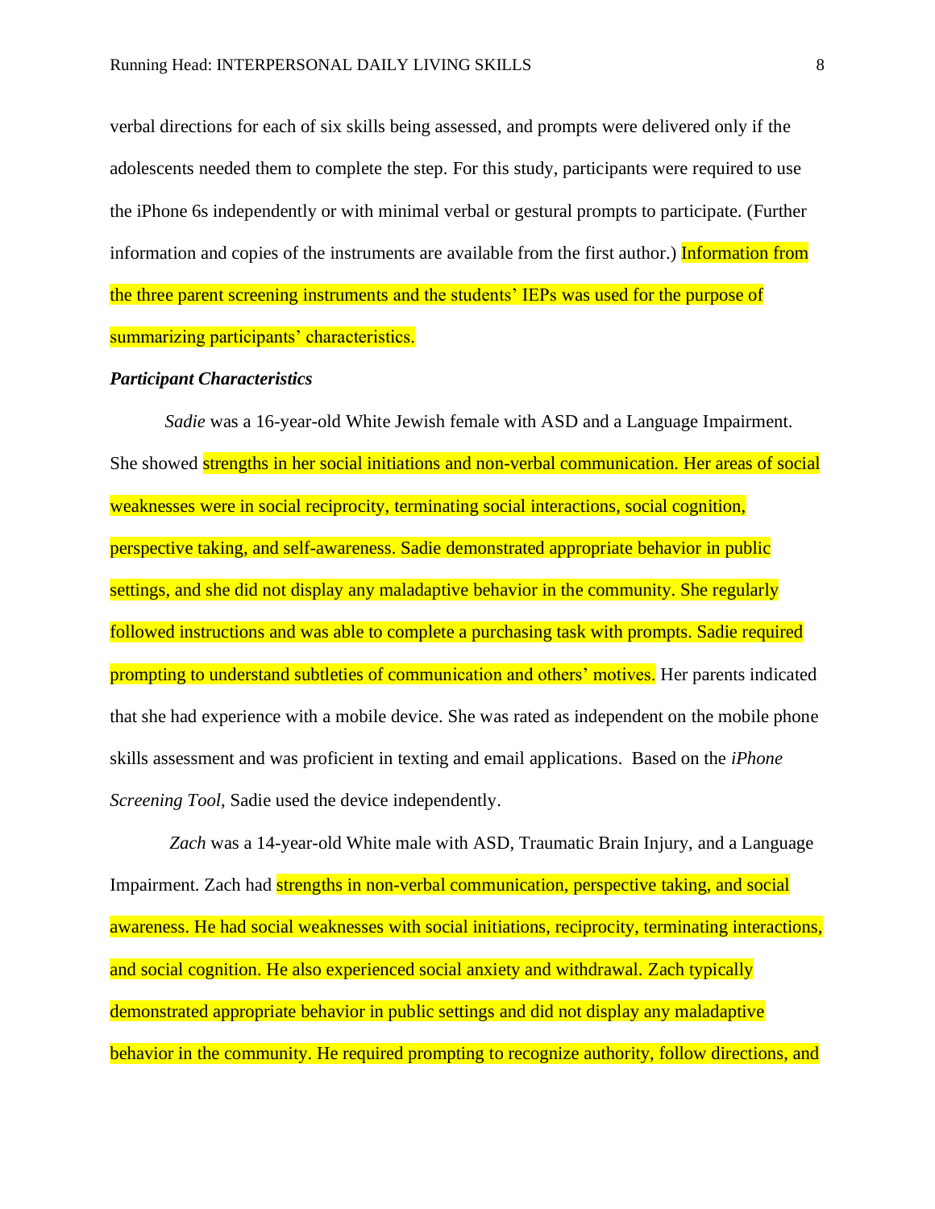verbal directions for each of six skills being assessed, and prompts were delivered only if the adolescents needed them to complete the step. For this study, participants were required to use the iPhone 6s independently or with minimal verbal or gestural prompts to participate. (Further information and copies of the instruments are available from the first author.) Information from the three parent screening instruments and the students' IEPs was used for the purpose of summarizing participants' characteristics.

***Participant Characteristics***

*Sadie* was a 16-year-old White Jewish female with ASD and a Language Impairment. She showed strengths in her social initiations and non-verbal communication. Her areas of social weaknesses were in social reciprocity, terminating social interactions, social cognition, perspective taking, and self-awareness. Sadie demonstrated appropriate behavior in public settings, and she did not display any maladaptive behavior in the community. She regularly followed instructions and was able to complete a purchasing task with prompts. Sadie required prompting to understand subtleties of communication and others' motives. Her parents indicated that she had experience with a mobile device. She was rated as independent on the mobile phone skills assessment and was proficient in texting and email applications. Based on the *iPhone Screening Tool*, Sadie used the device independently.

*Zach* was a 14-year-old White male with ASD, Traumatic Brain Injury, and a Language Impairment. Zach had strengths in non-verbal communication, perspective taking, and social awareness. He had social weaknesses with social initiations, reciprocity, terminating interactions, and social cognition. He also experienced social anxiety and withdrawal. Zach typically demonstrated appropriate behavior in public settings and did not display any maladaptive behavior in the community. He required prompting to recognize authority, follow directions, and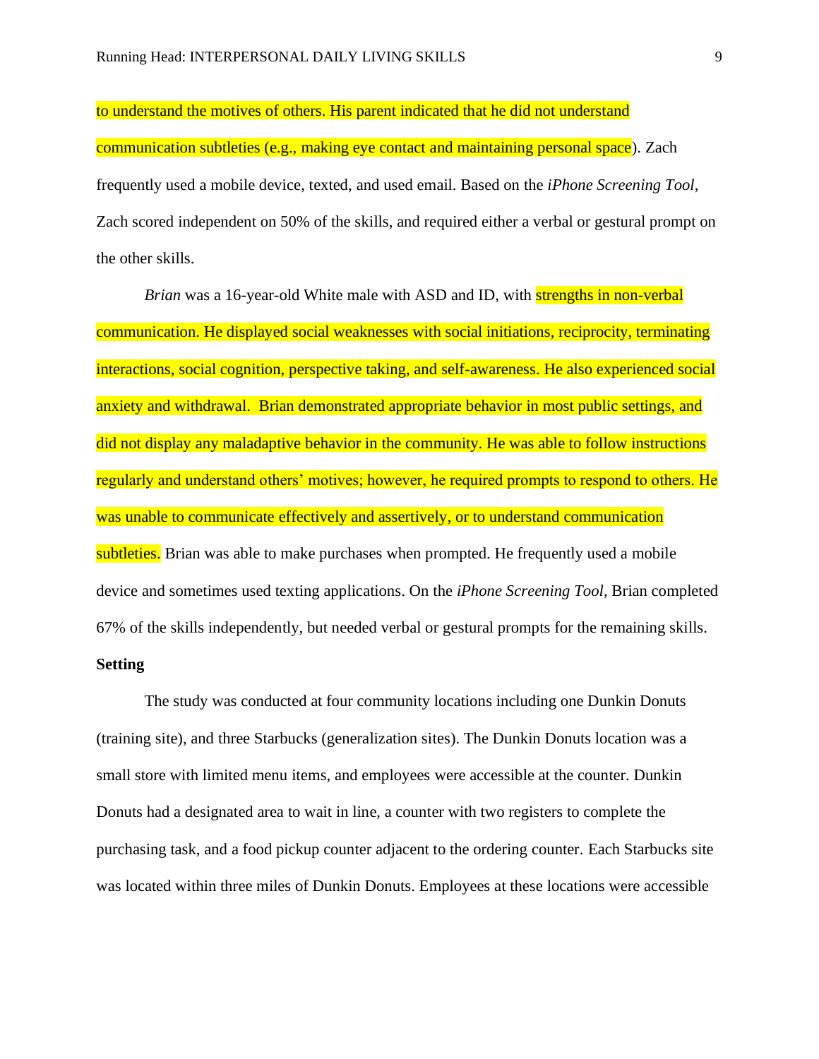to understand the motives of others. His parent indicated that he did not understand communication subtleties (e.g., making eye contact and maintaining personal space). Zach frequently used a mobile device, texted, and used email. Based on the *iPhone Screening Tool*, Zach scored independent on 50% of the skills, and required either a verbal or gestural prompt on the other skills.

*Brian* was a 16-year-old White male with ASD and ID, with strengths in non-verbal communication. He displayed social weaknesses with social initiations, reciprocity, terminating interactions, social cognition, perspective taking, and self-awareness. He also experienced social anxiety and withdrawal. Brian demonstrated appropriate behavior in most public settings, and did not display any maladaptive behavior in the community. He was able to follow instructions regularly and understand others' motives; however, he required prompts to respond to others. He was unable to communicate effectively and assertively, or to understand communication subtleties. Brian was able to make purchases when prompted. He frequently used a mobile device and sometimes used texting applications. On the *iPhone Screening Tool*, Brian completed 67% of the skills independently, but needed verbal or gestural prompts for the remaining skills.

**Setting**

The study was conducted at four community locations including one Dunkin Donuts (training site), and three Starbucks (generalization sites). The Dunkin Donuts location was a small store with limited menu items, and employees were accessible at the counter. Dunkin Donuts had a designated area to wait in line, a counter with two registers to complete the purchasing task, and a food pickup counter adjacent to the ordering counter. Each Starbucks site was located within three miles of Dunkin Donuts. Employees at these locations were accessible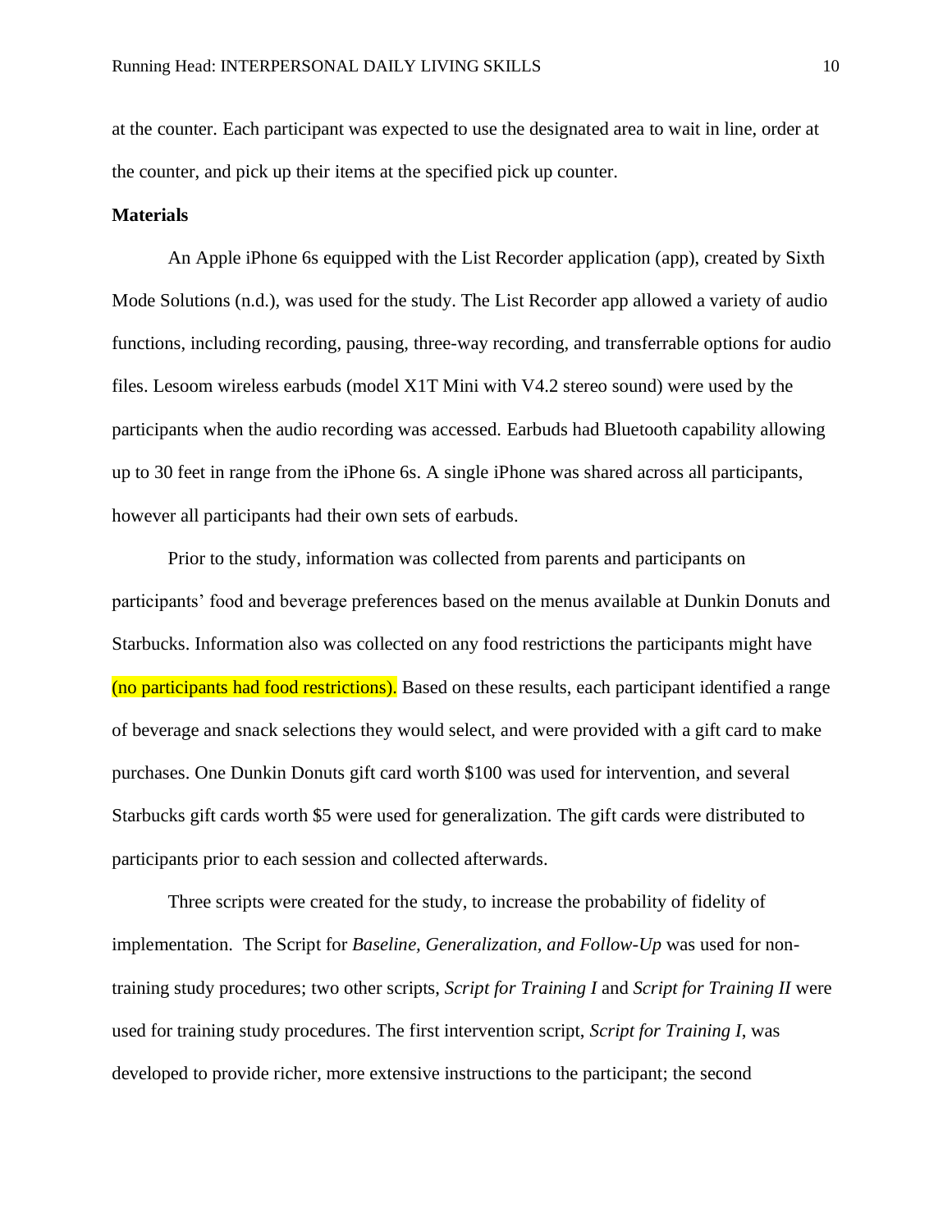at the counter. Each participant was expected to use the designated area to wait in line, order at the counter, and pick up their items at the specified pick up counter.

**Materials**

An Apple iPhone 6s equipped with the List Recorder application (app), created by Sixth Mode Solutions (n.d.), was used for the study. The List Recorder app allowed a variety of audio functions, including recording, pausing, three-way recording, and transferrable options for audio files. Lesoom wireless earbuds (model X1T Mini with V4.2 stereo sound) were used by the participants when the audio recording was accessed. Earbuds had Bluetooth capability allowing up to 30 feet in range from the iPhone 6s. A single iPhone was shared across all participants, however all participants had their own sets of earbuds.

Prior to the study, information was collected from parents and participants on participants' food and beverage preferences based on the menus available at Dunkin Donuts and Starbucks. Information also was collected on any food restrictions the participants might have (no participants had food restrictions). Based on these results, each participant identified a range of beverage and snack selections they would select, and were provided with a gift card to make purchases. One Dunkin Donuts gift card worth $100 was used for intervention, and several Starbucks gift cards worth $5 were used for generalization. The gift cards were distributed to participants prior to each session and collected afterwards.

Three scripts were created for the study, to increase the probability of fidelity of implementation. The Script for *Baseline, Generalization, and Follow-Up* was used for non-training study procedures; two other scripts, *Script for Training I* and *Script for Training II* were used for training study procedures. The first intervention script, *Script for Training I*, was developed to provide richer, more extensive instructions to the participant; the second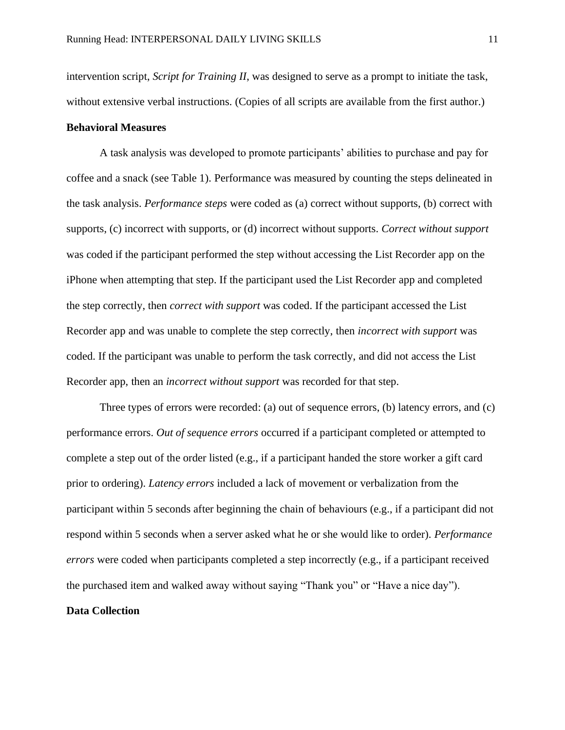intervention script, *Script for Training II*, was designed to serve as a prompt to initiate the task, without extensive verbal instructions. (Copies of all scripts are available from the first author.)

**Behavioral Measures**

A task analysis was developed to promote participants' abilities to purchase and pay for coffee and a snack (see Table 1). Performance was measured by counting the steps delineated in the task analysis. *Performance steps* were coded as (a) correct without supports, (b) correct with supports, (c) incorrect with supports, or (d) incorrect without supports. *Correct without support* was coded if the participant performed the step without accessing the List Recorder app on the iPhone when attempting that step. If the participant used the List Recorder app and completed the step correctly, then *correct with support* was coded. If the participant accessed the List Recorder app and was unable to complete the step correctly, then *incorrect with support* was coded. If the participant was unable to perform the task correctly, and did not access the List Recorder app, then an *incorrect without support* was recorded for that step.

Three types of errors were recorded: (a) out of sequence errors, (b) latency errors, and (c) performance errors. *Out of sequence errors* occurred if a participant completed or attempted to complete a step out of the order listed (e.g., if a participant handed the store worker a gift card prior to ordering). *Latency errors* included a lack of movement or verbalization from the participant within 5 seconds after beginning the chain of behaviours (e.g., if a participant did not respond within 5 seconds when a server asked what he or she would like to order). *Performance errors* were coded when participants completed a step incorrectly (e.g., if a participant received the purchased item and walked away without saying "Thank you" or "Have a nice day").

**Data Collection**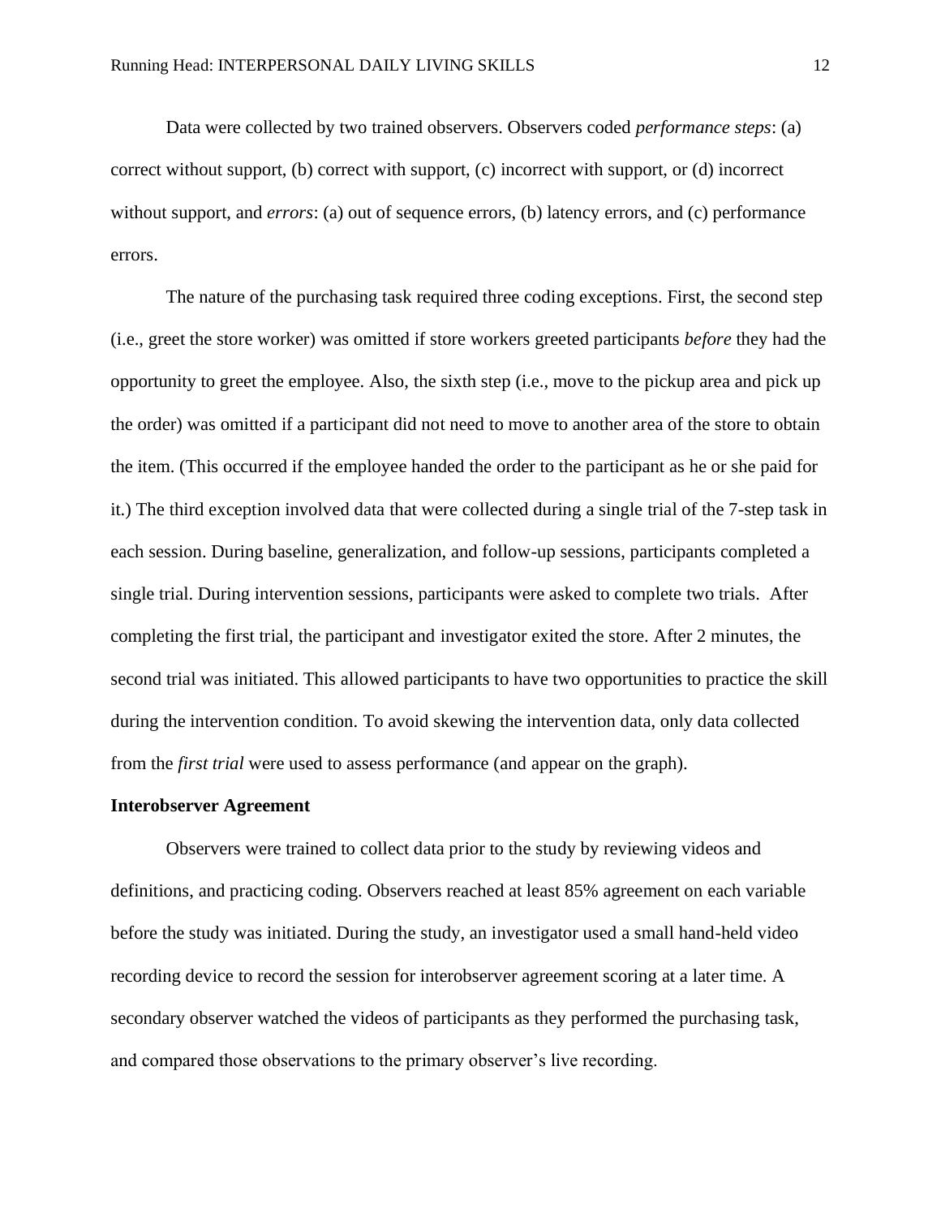Data were collected by two trained observers. Observers coded *performance steps*: (a) correct without support, (b) correct with support, (c) incorrect with support, or (d) incorrect without support, and *errors*: (a) out of sequence errors, (b) latency errors, and (c) performance errors.

The nature of the purchasing task required three coding exceptions. First, the second step (i.e., greet the store worker) was omitted if store workers greeted participants *before* they had the opportunity to greet the employee. Also, the sixth step (i.e., move to the pickup area and pick up the order) was omitted if a participant did not need to move to another area of the store to obtain the item. (This occurred if the employee handed the order to the participant as he or she paid for it.) The third exception involved data that were collected during a single trial of the 7-step task in each session. During baseline, generalization, and follow-up sessions, participants completed a single trial. During intervention sessions, participants were asked to complete two trials. After completing the first trial, the participant and investigator exited the store. After 2 minutes, the second trial was initiated. This allowed participants to have two opportunities to practice the skill during the intervention condition. To avoid skewing the intervention data, only data collected from the *first trial* were used to assess performance (and appear on the graph).

**Interobserver Agreement**

Observers were trained to collect data prior to the study by reviewing videos and definitions, and practicing coding. Observers reached at least 85% agreement on each variable before the study was initiated. During the study, an investigator used a small hand-held video recording device to record the session for interobserver agreement scoring at a later time. A secondary observer watched the videos of participants as they performed the purchasing task, and compared those observations to the primary observer's live recording.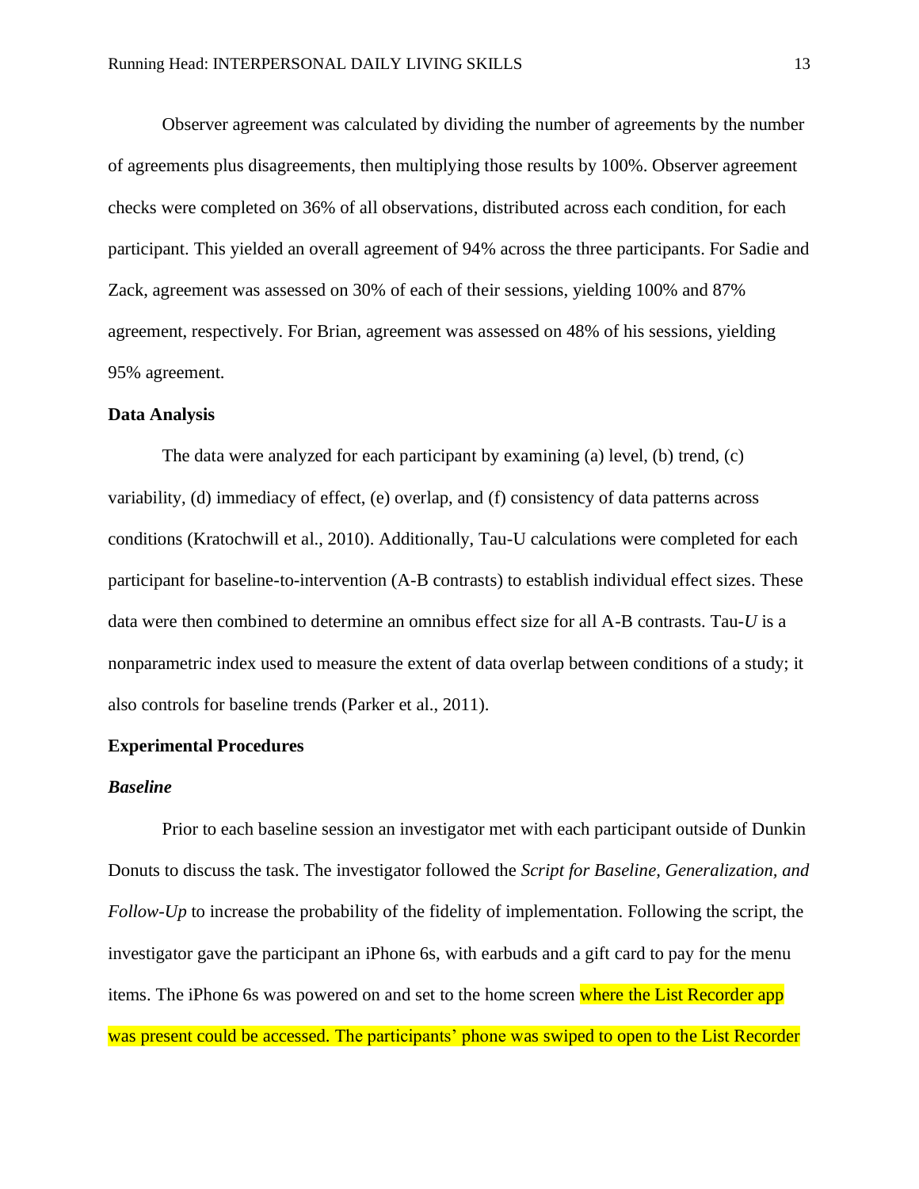Observer agreement was calculated by dividing the number of agreements by the number of agreements plus disagreements, then multiplying those results by 100%. Observer agreement checks were completed on 36% of all observations, distributed across each condition, for each participant. This yielded an overall agreement of 94% across the three participants. For Sadie and Zack, agreement was assessed on 30% of each of their sessions, yielding 100% and 87% agreement, respectively. For Brian, agreement was assessed on 48% of his sessions, yielding 95% agreement.

## Data Analysis

The data were analyzed for each participant by examining (a) level, (b) trend, (c) variability, (d) immediacy of effect, (e) overlap, and (f) consistency of data patterns across conditions (Kratochwill et al., 2010). Additionally, Tau-U calculations were completed for each participant for baseline-to-intervention (A-B contrasts) to establish individual effect sizes. These data were then combined to determine an omnibus effect size for all A-B contrasts. Tau-*U* is a nonparametric index used to measure the extent of data overlap between conditions of a study; it also controls for baseline trends (Parker et al., 2011).

## Experimental Procedures

### *Baseline*

Prior to each baseline session an investigator met with each participant outside of Dunkin Donuts to discuss the task. The investigator followed the *Script for Baseline, Generalization, and Follow-Up* to increase the probability of the fidelity of implementation. Following the script, the investigator gave the participant an iPhone 6s, with earbuds and a gift card to pay for the menu items. The iPhone 6s was powered on and set to the home screen where the List Recorder app was present could be accessed. The participants' phone was swiped to open to the List Recorder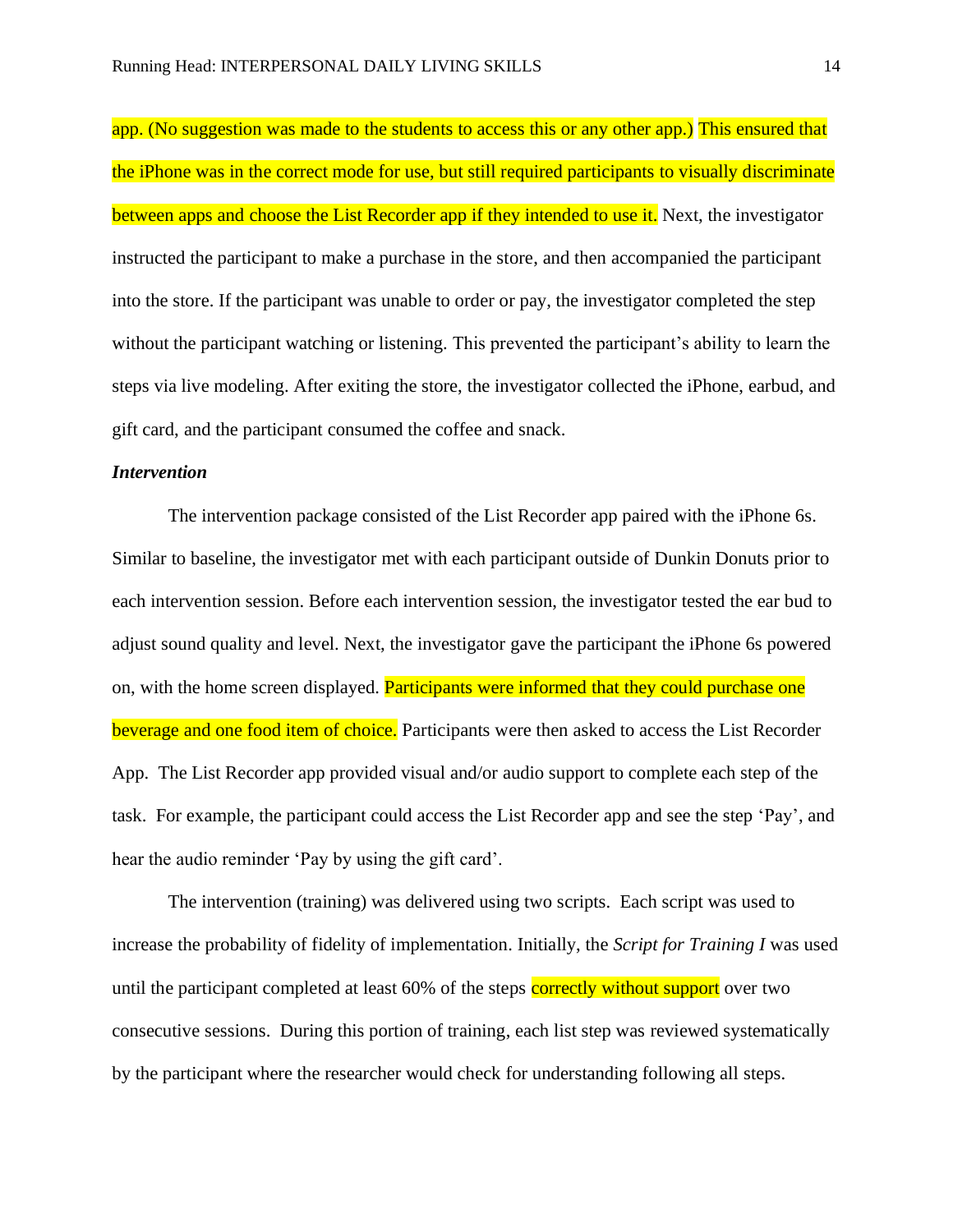app. (No suggestion was made to the students to access this or any other app.) This ensured that the iPhone was in the correct mode for use, but still required participants to visually discriminate between apps and choose the List Recorder app if they intended to use it. Next, the investigator instructed the participant to make a purchase in the store, and then accompanied the participant into the store. If the participant was unable to order or pay, the investigator completed the step without the participant watching or listening. This prevented the participant's ability to learn the steps via live modeling. After exiting the store, the investigator collected the iPhone, earbud, and gift card, and the participant consumed the coffee and snack.

***Intervention***

The intervention package consisted of the List Recorder app paired with the iPhone 6s. Similar to baseline, the investigator met with each participant outside of Dunkin Donuts prior to each intervention session. Before each intervention session, the investigator tested the ear bud to adjust sound quality and level. Next, the investigator gave the participant the iPhone 6s powered on, with the home screen displayed. Participants were informed that they could purchase one beverage and one food item of choice. Participants were then asked to access the List Recorder App. The List Recorder app provided visual and/or audio support to complete each step of the task. For example, the participant could access the List Recorder app and see the step 'Pay', and hear the audio reminder 'Pay by using the gift card'.

The intervention (training) was delivered using two scripts. Each script was used to increase the probability of fidelity of implementation. Initially, the *Script for Training I* was used until the participant completed at least 60% of the steps correctly without support over two consecutive sessions. During this portion of training, each list step was reviewed systematically by the participant where the researcher would check for understanding following all steps.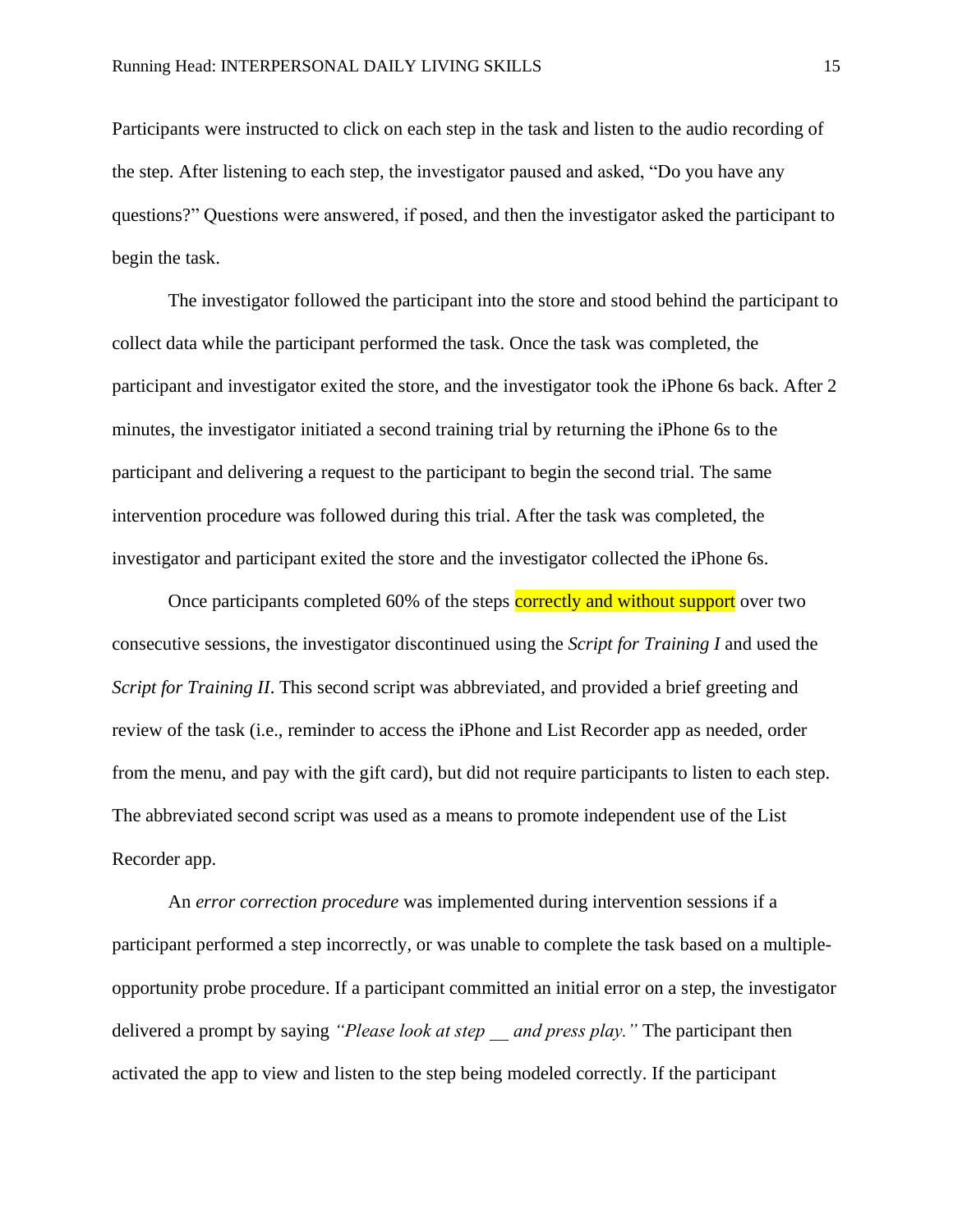Participants were instructed to click on each step in the task and listen to the audio recording of the step. After listening to each step, the investigator paused and asked, "Do you have any questions?" Questions were answered, if posed, and then the investigator asked the participant to begin the task.

The investigator followed the participant into the store and stood behind the participant to collect data while the participant performed the task. Once the task was completed, the participant and investigator exited the store, and the investigator took the iPhone 6s back. After 2 minutes, the investigator initiated a second training trial by returning the iPhone 6s to the participant and delivering a request to the participant to begin the second trial. The same intervention procedure was followed during this trial. After the task was completed, the investigator and participant exited the store and the investigator collected the iPhone 6s.

Once participants completed 60% of the steps correctly and without support over two consecutive sessions, the investigator discontinued using the *Script for Training I* and used the *Script for Training II*. This second script was abbreviated, and provided a brief greeting and review of the task (i.e., reminder to access the iPhone and List Recorder app as needed, order from the menu, and pay with the gift card), but did not require participants to listen to each step. The abbreviated second script was used as a means to promote independent use of the List Recorder app.

An *error correction procedure* was implemented during intervention sessions if a participant performed a step incorrectly, or was unable to complete the task based on a multiple-opportunity probe procedure. If a participant committed an initial error on a step, the investigator delivered a prompt by saying *"Please look at step __ and press play."* The participant then activated the app to view and listen to the step being modeled correctly. If the participant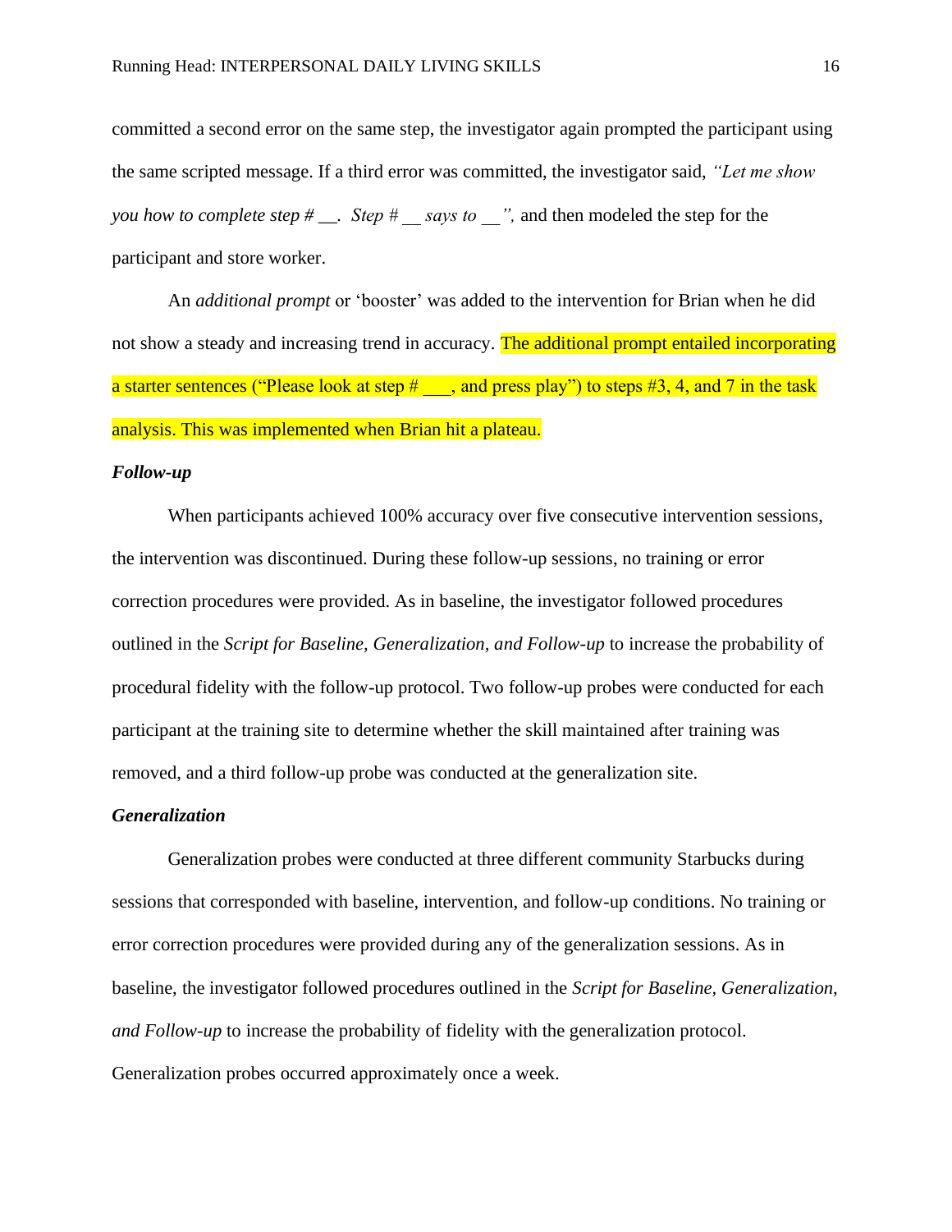committed a second error on the same step, the investigator again prompted the participant using the same scripted message. If a third error was committed, the investigator said, *"Let me show you how to complete step # __. Step # __ says to __",* and then modeled the step for the participant and store worker.

An *additional prompt* or 'booster' was added to the intervention for Brian when he did not show a steady and increasing trend in accuracy. The additional prompt entailed incorporating a starter sentences ("Please look at step # ___, and press play") to steps #3, 4, and 7 in the task analysis. This was implemented when Brian hit a plateau.

### *Follow-up*

When participants achieved 100% accuracy over five consecutive intervention sessions, the intervention was discontinued. During these follow-up sessions, no training or error correction procedures were provided. As in baseline, the investigator followed procedures outlined in the *Script for Baseline, Generalization, and Follow-up* to increase the probability of procedural fidelity with the follow-up protocol. Two follow-up probes were conducted for each participant at the training site to determine whether the skill maintained after training was removed, and a third follow-up probe was conducted at the generalization site.

### *Generalization*

Generalization probes were conducted at three different community Starbucks during sessions that corresponded with baseline, intervention, and follow-up conditions. No training or error correction procedures were provided during any of the generalization sessions. As in baseline, the investigator followed procedures outlined in the *Script for Baseline, Generalization, and Follow-up* to increase the probability of fidelity with the generalization protocol. Generalization probes occurred approximately once a week.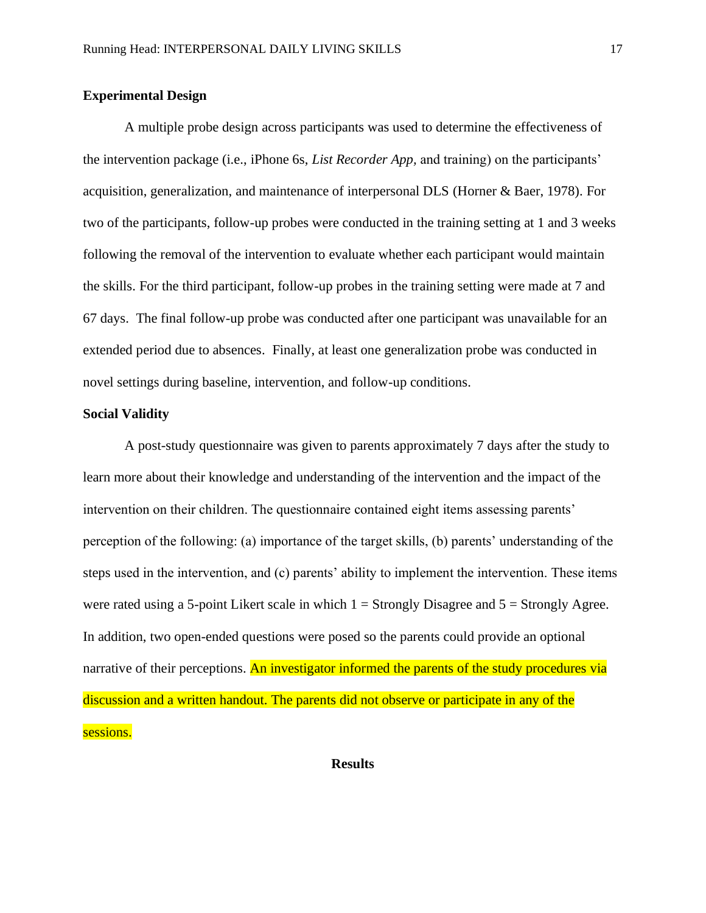**Experimental Design**

A multiple probe design across participants was used to determine the effectiveness of the intervention package (i.e., iPhone 6s, *List Recorder App,* and training) on the participants' acquisition, generalization, and maintenance of interpersonal DLS (Horner & Baer, 1978). For two of the participants, follow-up probes were conducted in the training setting at 1 and 3 weeks following the removal of the intervention to evaluate whether each participant would maintain the skills. For the third participant, follow-up probes in the training setting were made at 7 and 67 days. The final follow-up probe was conducted after one participant was unavailable for an extended period due to absences. Finally, at least one generalization probe was conducted in novel settings during baseline, intervention, and follow-up conditions.

**Social Validity**

A post-study questionnaire was given to parents approximately 7 days after the study to learn more about their knowledge and understanding of the intervention and the impact of the intervention on their children. The questionnaire contained eight items assessing parents' perception of the following: (a) importance of the target skills, (b) parents' understanding of the steps used in the intervention, and (c) parents' ability to implement the intervention. These items were rated using a 5-point Likert scale in which 1 = Strongly Disagree and 5 = Strongly Agree. In addition, two open-ended questions were posed so the parents could provide an optional narrative of their perceptions. An investigator informed the parents of the study procedures via discussion and a written handout. The parents did not observe or participate in any of the sessions.

**Results**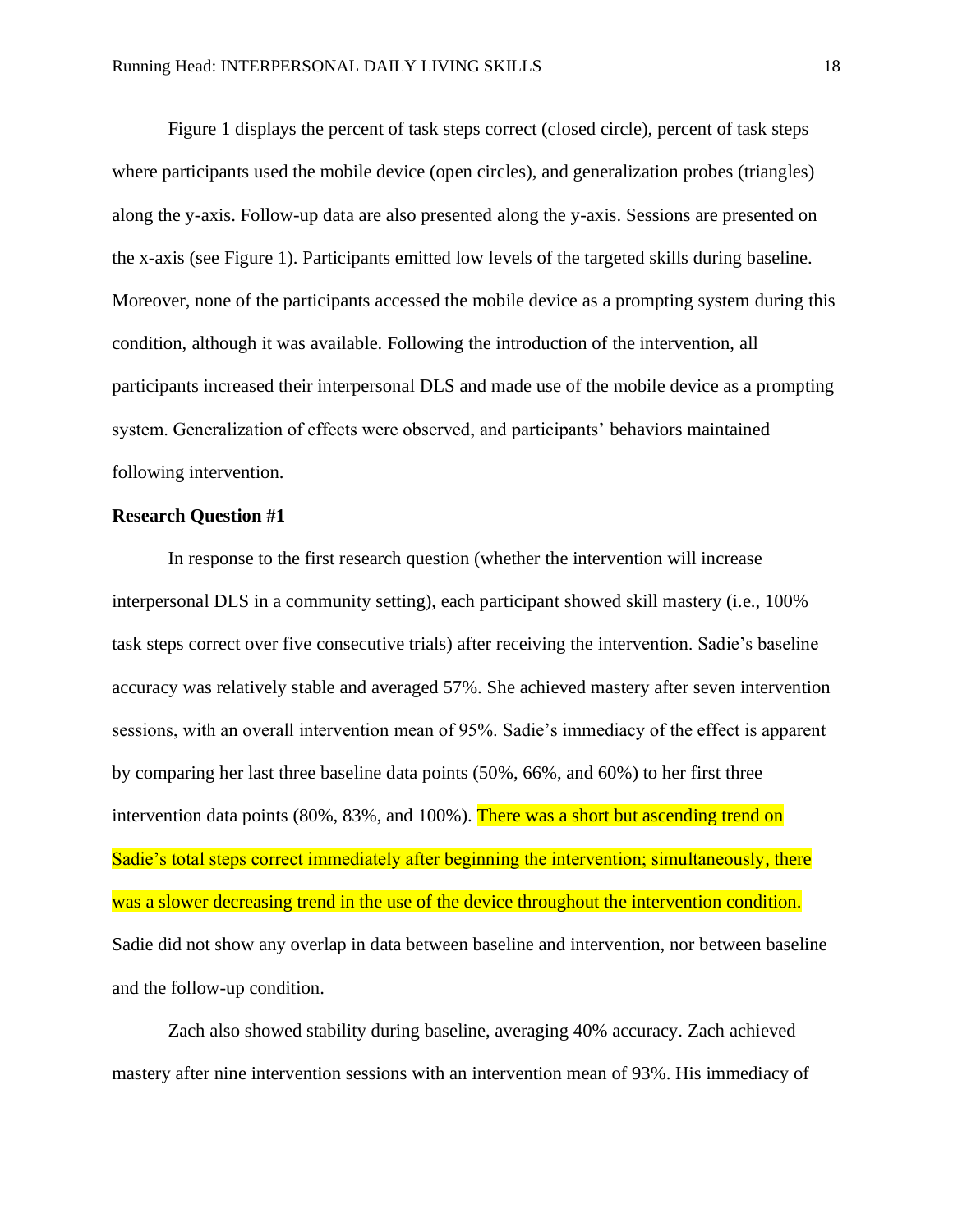Figure 1 displays the percent of task steps correct (closed circle), percent of task steps where participants used the mobile device (open circles), and generalization probes (triangles) along the y-axis. Follow-up data are also presented along the y-axis. Sessions are presented on the x-axis (see Figure 1). Participants emitted low levels of the targeted skills during baseline. Moreover, none of the participants accessed the mobile device as a prompting system during this condition, although it was available. Following the introduction of the intervention, all participants increased their interpersonal DLS and made use of the mobile device as a prompting system. Generalization of effects were observed, and participants' behaviors maintained following intervention.

**Research Question #1**

In response to the first research question (whether the intervention will increase interpersonal DLS in a community setting), each participant showed skill mastery (i.e., 100% task steps correct over five consecutive trials) after receiving the intervention. Sadie's baseline accuracy was relatively stable and averaged 57%. She achieved mastery after seven intervention sessions, with an overall intervention mean of 95%. Sadie's immediacy of the effect is apparent by comparing her last three baseline data points (50%, 66%, and 60%) to her first three intervention data points (80%, 83%, and 100%). There was a short but ascending trend on Sadie's total steps correct immediately after beginning the intervention; simultaneously, there was a slower decreasing trend in the use of the device throughout the intervention condition. Sadie did not show any overlap in data between baseline and intervention, nor between baseline and the follow-up condition.

Zach also showed stability during baseline, averaging 40% accuracy. Zach achieved mastery after nine intervention sessions with an intervention mean of 93%. His immediacy of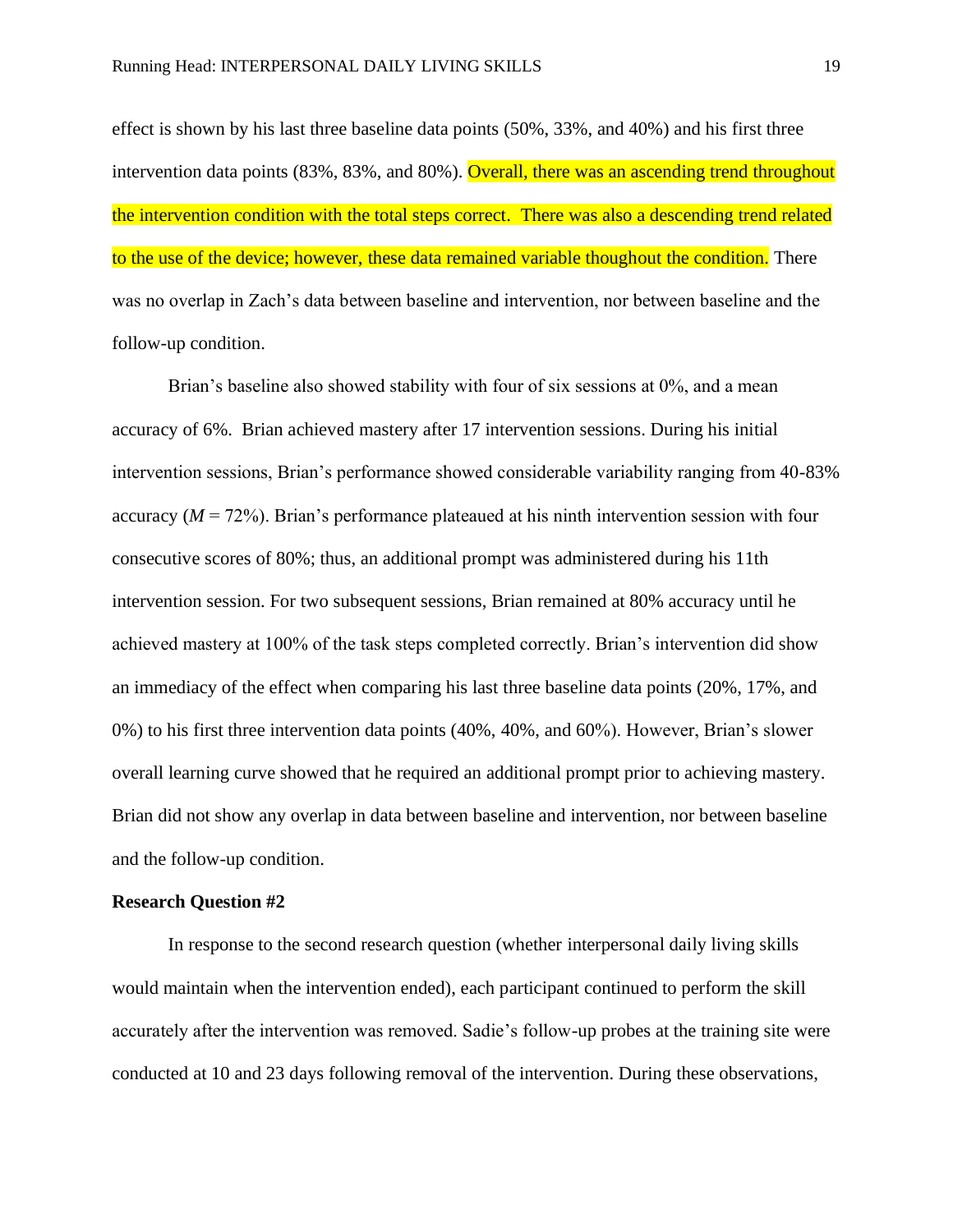effect is shown by his last three baseline data points (50%, 33%, and 40%) and his first three intervention data points (83%, 83%, and 80%). Overall, there was an ascending trend throughout the intervention condition with the total steps correct. There was also a descending trend related to the use of the device; however, these data remained variable thoughout the condition. There was no overlap in Zach's data between baseline and intervention, nor between baseline and the follow-up condition.

Brian's baseline also showed stability with four of six sessions at 0%, and a mean accuracy of 6%. Brian achieved mastery after 17 intervention sessions. During his initial intervention sessions, Brian's performance showed considerable variability ranging from 40-83% accuracy (*M* = 72%). Brian's performance plateaued at his ninth intervention session with four consecutive scores of 80%; thus, an additional prompt was administered during his 11th intervention session. For two subsequent sessions, Brian remained at 80% accuracy until he achieved mastery at 100% of the task steps completed correctly. Brian's intervention did show an immediacy of the effect when comparing his last three baseline data points (20%, 17%, and 0%) to his first three intervention data points (40%, 40%, and 60%). However, Brian's slower overall learning curve showed that he required an additional prompt prior to achieving mastery. Brian did not show any overlap in data between baseline and intervention, nor between baseline and the follow-up condition.

**Research Question #2**

In response to the second research question (whether interpersonal daily living skills would maintain when the intervention ended), each participant continued to perform the skill accurately after the intervention was removed. Sadie's follow-up probes at the training site were conducted at 10 and 23 days following removal of the intervention. During these observations,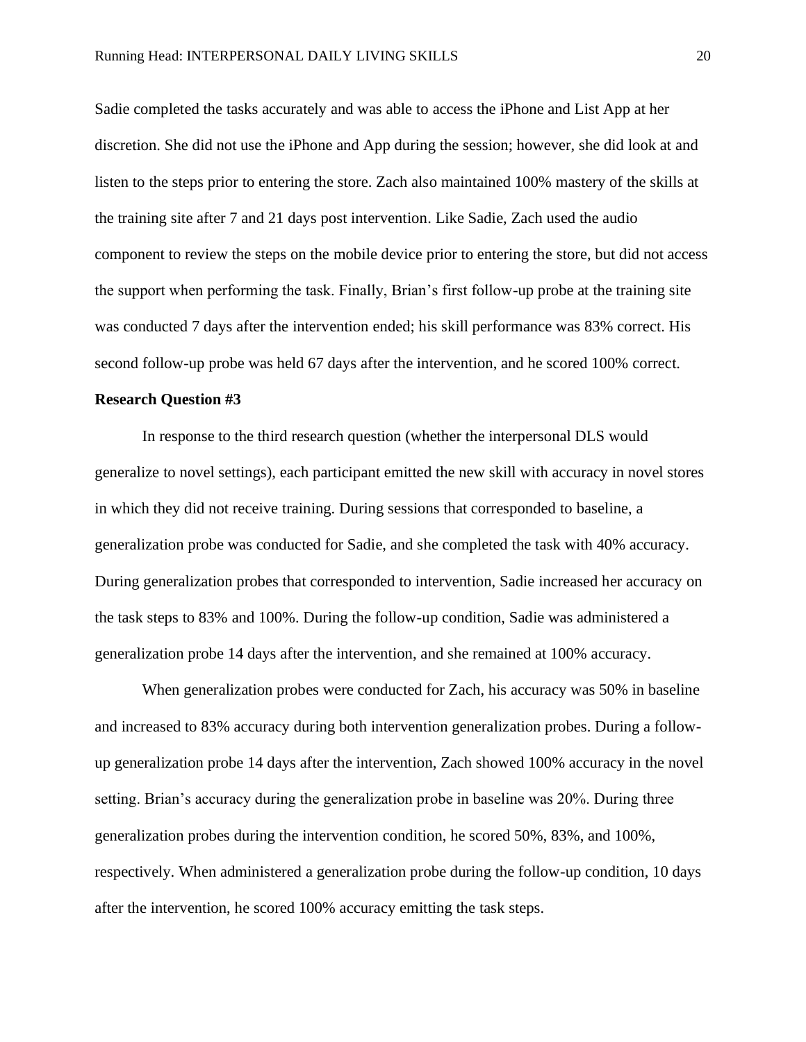Sadie completed the tasks accurately and was able to access the iPhone and List App at her discretion. She did not use the iPhone and App during the session; however, she did look at and listen to the steps prior to entering the store. Zach also maintained 100% mastery of the skills at the training site after 7 and 21 days post intervention. Like Sadie, Zach used the audio component to review the steps on the mobile device prior to entering the store, but did not access the support when performing the task. Finally, Brian's first follow-up probe at the training site was conducted 7 days after the intervention ended; his skill performance was 83% correct. His second follow-up probe was held 67 days after the intervention, and he scored 100% correct.

**Research Question #3**

In response to the third research question (whether the interpersonal DLS would generalize to novel settings), each participant emitted the new skill with accuracy in novel stores in which they did not receive training. During sessions that corresponded to baseline, a generalization probe was conducted for Sadie, and she completed the task with 40% accuracy. During generalization probes that corresponded to intervention, Sadie increased her accuracy on the task steps to 83% and 100%. During the follow-up condition, Sadie was administered a generalization probe 14 days after the intervention, and she remained at 100% accuracy.

When generalization probes were conducted for Zach, his accuracy was 50% in baseline and increased to 83% accuracy during both intervention generalization probes. During a follow-up generalization probe 14 days after the intervention, Zach showed 100% accuracy in the novel setting. Brian's accuracy during the generalization probe in baseline was 20%. During three generalization probes during the intervention condition, he scored 50%, 83%, and 100%, respectively. When administered a generalization probe during the follow-up condition, 10 days after the intervention, he scored 100% accuracy emitting the task steps.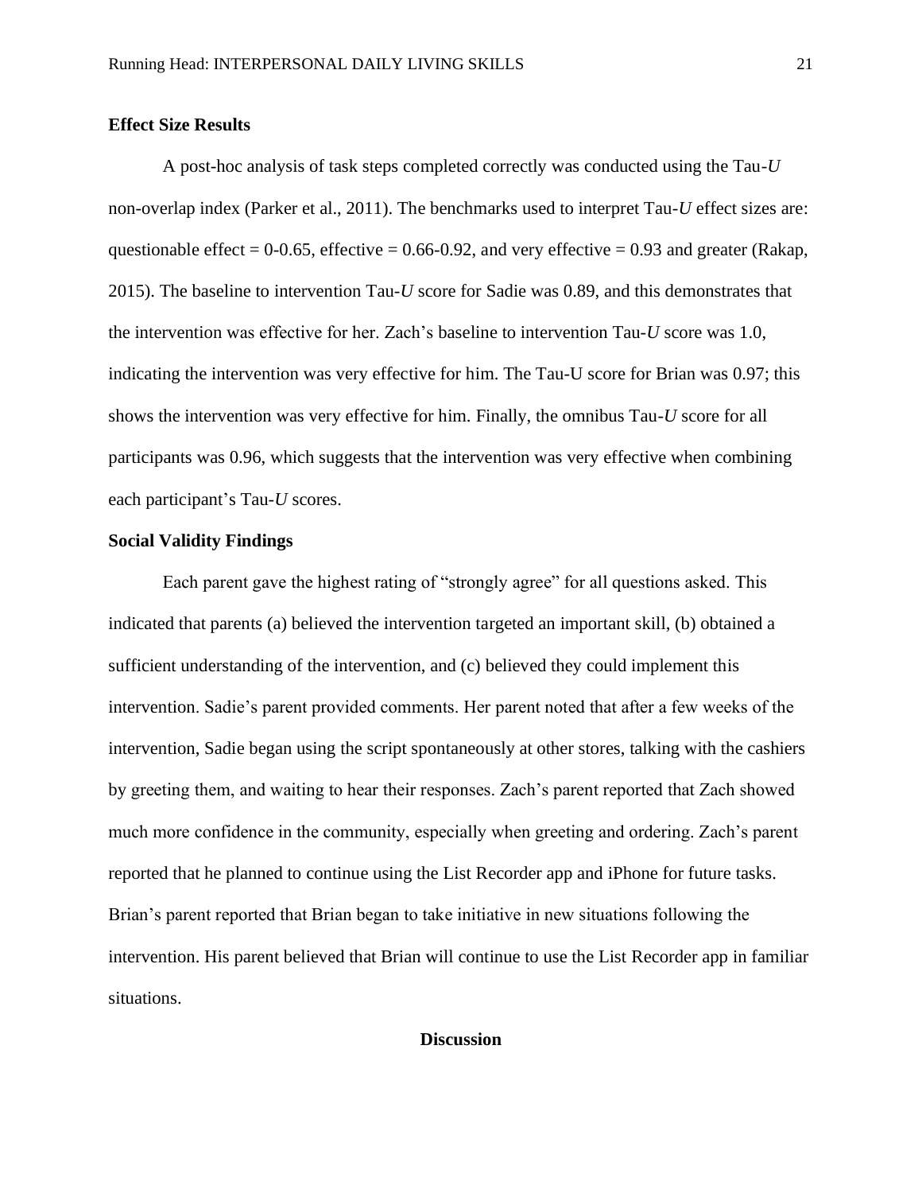## Effect Size Results

A post-hoc analysis of task steps completed correctly was conducted using the Tau-*U* non-overlap index (Parker et al., 2011). The benchmarks used to interpret Tau-*U* effect sizes are: questionable effect = 0-0.65, effective = 0.66-0.92, and very effective = 0.93 and greater (Rakap, 2015). The baseline to intervention Tau-*U* score for Sadie was 0.89, and this demonstrates that the intervention was effective for her. Zach's baseline to intervention Tau-*U* score was 1.0, indicating the intervention was very effective for him. The Tau-U score for Brian was 0.97; this shows the intervention was very effective for him. Finally, the omnibus Tau-*U* score for all participants was 0.96, which suggests that the intervention was very effective when combining each participant's Tau-*U* scores.

## Social Validity Findings

Each parent gave the highest rating of "strongly agree" for all questions asked. This indicated that parents (a) believed the intervention targeted an important skill, (b) obtained a sufficient understanding of the intervention, and (c) believed they could implement this intervention. Sadie's parent provided comments. Her parent noted that after a few weeks of the intervention, Sadie began using the script spontaneously at other stores, talking with the cashiers by greeting them, and waiting to hear their responses. Zach's parent reported that Zach showed much more confidence in the community, especially when greeting and ordering. Zach's parent reported that he planned to continue using the List Recorder app and iPhone for future tasks. Brian's parent reported that Brian began to take initiative in new situations following the intervention. His parent believed that Brian will continue to use the List Recorder app in familiar situations.

# Discussion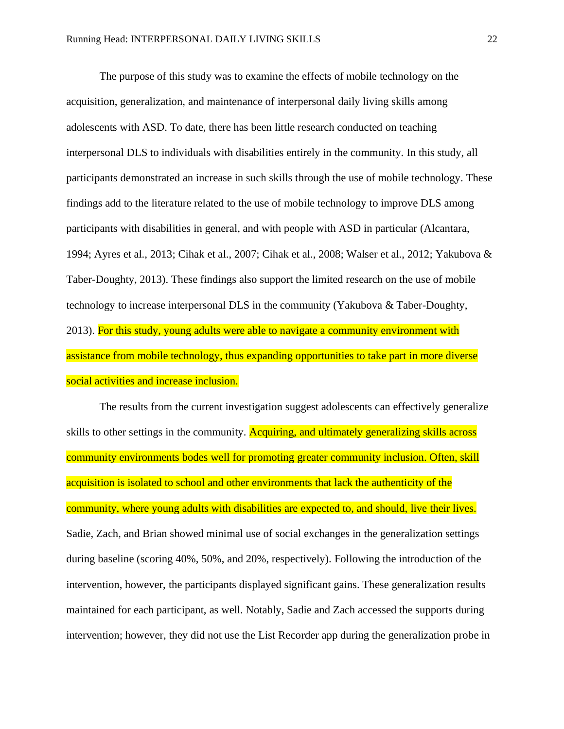The purpose of this study was to examine the effects of mobile technology on the acquisition, generalization, and maintenance of interpersonal daily living skills among adolescents with ASD. To date, there has been little research conducted on teaching interpersonal DLS to individuals with disabilities entirely in the community. In this study, all participants demonstrated an increase in such skills through the use of mobile technology. These findings add to the literature related to the use of mobile technology to improve DLS among participants with disabilities in general, and with people with ASD in particular (Alcantara, 1994; Ayres et al., 2013; Cihak et al., 2007; Cihak et al., 2008; Walser et al., 2012; Yakubova & Taber-Doughty, 2013). These findings also support the limited research on the use of mobile technology to increase interpersonal DLS in the community (Yakubova & Taber-Doughty, 2013). For this study, young adults were able to navigate a community environment with assistance from mobile technology, thus expanding opportunities to take part in more diverse social activities and increase inclusion.

The results from the current investigation suggest adolescents can effectively generalize skills to other settings in the community. Acquiring, and ultimately generalizing skills across community environments bodes well for promoting greater community inclusion. Often, skill acquisition is isolated to school and other environments that lack the authenticity of the community, where young adults with disabilities are expected to, and should, live their lives. Sadie, Zach, and Brian showed minimal use of social exchanges in the generalization settings during baseline (scoring 40%, 50%, and 20%, respectively). Following the introduction of the intervention, however, the participants displayed significant gains. These generalization results maintained for each participant, as well. Notably, Sadie and Zach accessed the supports during intervention; however, they did not use the List Recorder app during the generalization probe in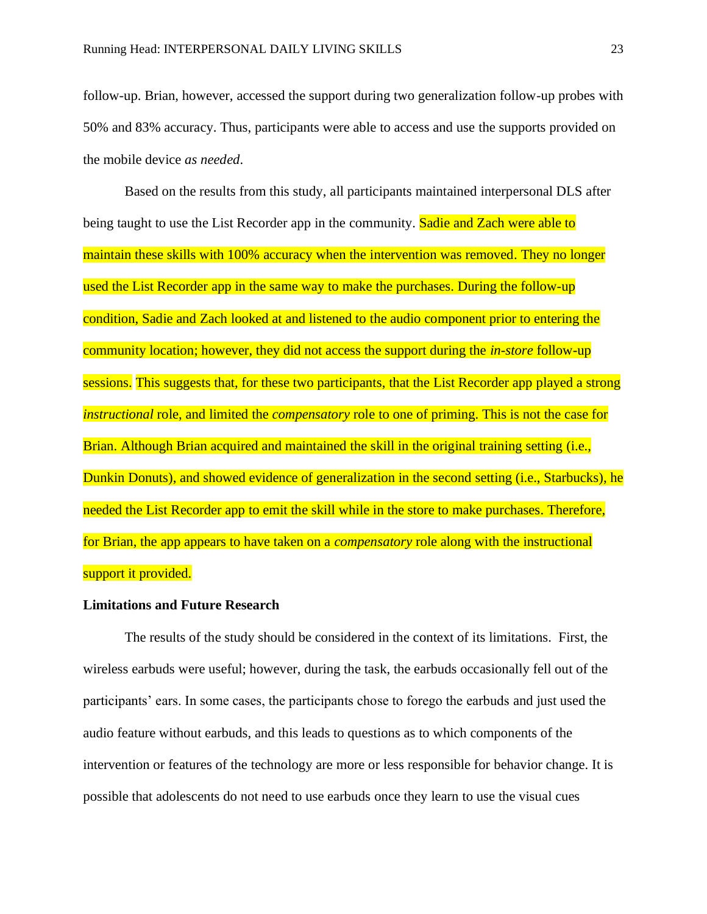follow-up. Brian, however, accessed the support during two generalization follow-up probes with 50% and 83% accuracy. Thus, participants were able to access and use the supports provided on the mobile device *as needed*.

Based on the results from this study, all participants maintained interpersonal DLS after being taught to use the List Recorder app in the community. Sadie and Zach were able to maintain these skills with 100% accuracy when the intervention was removed. They no longer used the List Recorder app in the same way to make the purchases. During the follow-up condition, Sadie and Zach looked at and listened to the audio component prior to entering the community location; however, they did not access the support during the *in-store* follow-up sessions. This suggests that, for these two participants, that the List Recorder app played a strong *instructional* role, and limited the *compensatory* role to one of priming. This is not the case for Brian. Although Brian acquired and maintained the skill in the original training setting (i.e., Dunkin Donuts), and showed evidence of generalization in the second setting (i.e., Starbucks), he needed the List Recorder app to emit the skill while in the store to make purchases. Therefore, for Brian, the app appears to have taken on a *compensatory* role along with the instructional support it provided.

**Limitations and Future Research**

The results of the study should be considered in the context of its limitations. First, the wireless earbuds were useful; however, during the task, the earbuds occasionally fell out of the participants' ears. In some cases, the participants chose to forego the earbuds and just used the audio feature without earbuds, and this leads to questions as to which components of the intervention or features of the technology are more or less responsible for behavior change. It is possible that adolescents do not need to use earbuds once they learn to use the visual cues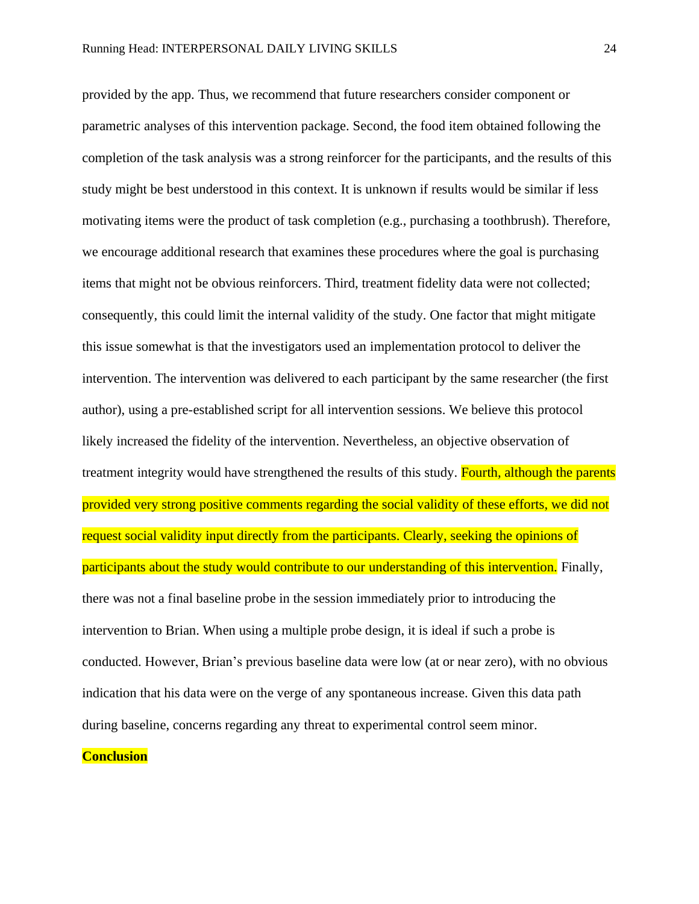provided by the app. Thus, we recommend that future researchers consider component or parametric analyses of this intervention package. Second, the food item obtained following the completion of the task analysis was a strong reinforcer for the participants, and the results of this study might be best understood in this context. It is unknown if results would be similar if less motivating items were the product of task completion (e.g., purchasing a toothbrush). Therefore, we encourage additional research that examines these procedures where the goal is purchasing items that might not be obvious reinforcers. Third, treatment fidelity data were not collected; consequently, this could limit the internal validity of the study. One factor that might mitigate this issue somewhat is that the investigators used an implementation protocol to deliver the intervention. The intervention was delivered to each participant by the same researcher (the first author), using a pre-established script for all intervention sessions. We believe this protocol likely increased the fidelity of the intervention. Nevertheless, an objective observation of treatment integrity would have strengthened the results of this study. Fourth, although the parents provided very strong positive comments regarding the social validity of these efforts, we did not request social validity input directly from the participants. Clearly, seeking the opinions of participants about the study would contribute to our understanding of this intervention. Finally, there was not a final baseline probe in the session immediately prior to introducing the intervention to Brian. When using a multiple probe design, it is ideal if such a probe is conducted. However, Brian's previous baseline data were low (at or near zero), with no obvious indication that his data were on the verge of any spontaneous increase. Given this data path during baseline, concerns regarding any threat to experimental control seem minor.

## Conclusion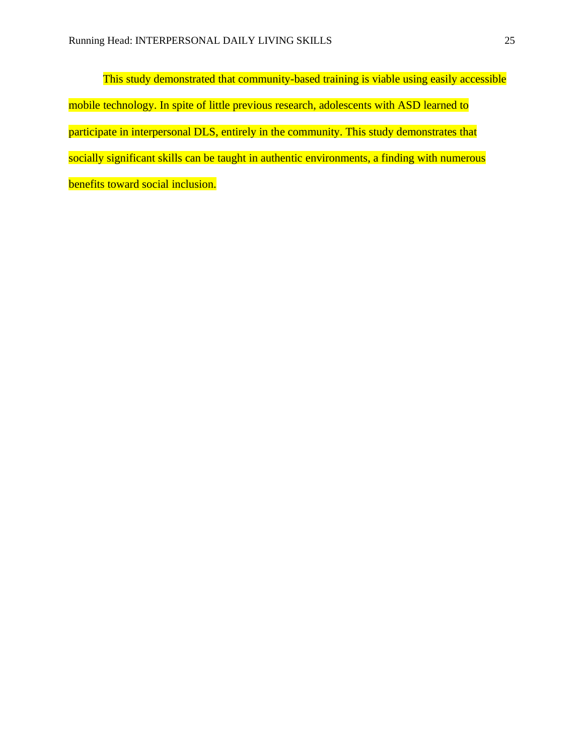This study demonstrated that community-based training is viable using easily accessible mobile technology. In spite of little previous research, adolescents with ASD learned to participate in interpersonal DLS, entirely in the community. This study demonstrates that socially significant skills can be taught in authentic environments, a finding with numerous benefits toward social inclusion.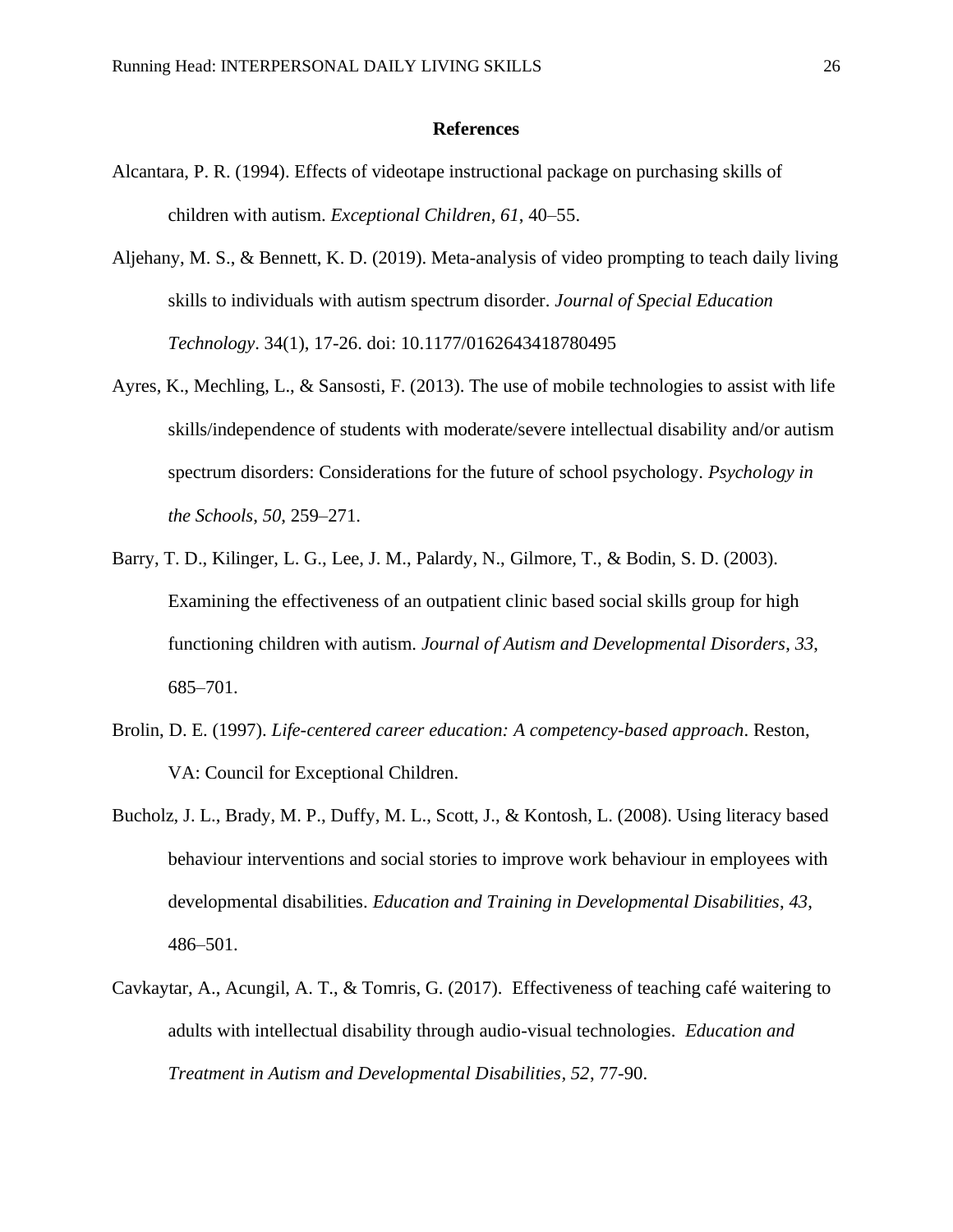**References**

Alcantara, P. R. (1994). Effects of videotape instructional package on purchasing skills of children with autism. *Exceptional Children*, *61*, 40–55.

Aljehany, M. S., & Bennett, K. D. (2019). Meta-analysis of video prompting to teach daily living skills to individuals with autism spectrum disorder. *Journal of Special Education Technology*. 34(1), 17-26. doi: 10.1177/0162643418780495

Ayres, K., Mechling, L., & Sansosti, F. (2013). The use of mobile technologies to assist with life skills/independence of students with moderate/severe intellectual disability and/or autism spectrum disorders: Considerations for the future of school psychology. *Psychology in the Schools*, *50*, 259–271.

Barry, T. D., Kilinger, L. G., Lee, J. M., Palardy, N., Gilmore, T., & Bodin, S. D. (2003). Examining the effectiveness of an outpatient clinic based social skills group for high functioning children with autism. *Journal of Autism and Developmental Disorders*, *33*, 685–701.

Brolin, D. E. (1997). *Life-centered career education: A competency-based approach*. Reston, VA: Council for Exceptional Children.

Bucholz, J. L., Brady, M. P., Duffy, M. L., Scott, J., & Kontosh, L. (2008). Using literacy based behaviour interventions and social stories to improve work behaviour in employees with developmental disabilities. *Education and Training in Developmental Disabilities*, *43*, 486–501.

Cavkaytar, A., Acungil, A. T., & Tomris, G. (2017). Effectiveness of teaching café waitering to adults with intellectual disability through audio-visual technologies. *Education and Treatment in Autism and Developmental Disabilities*, *52*, 77-90.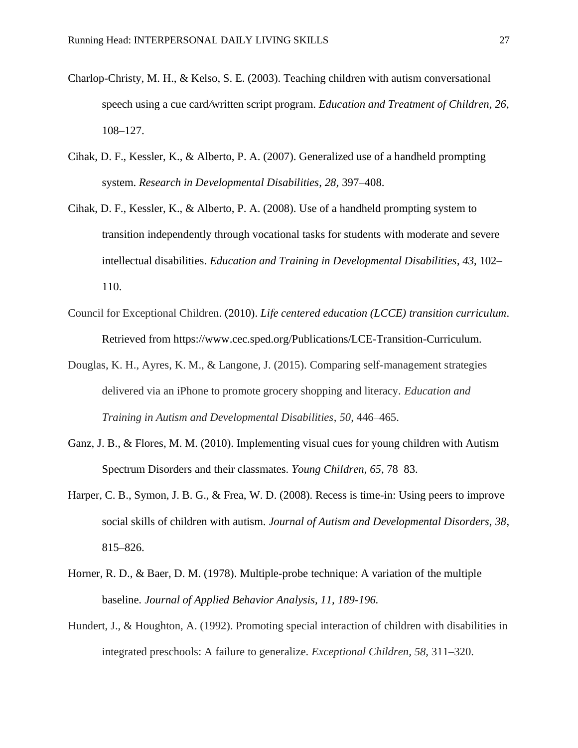Charlop-Christy, M. H., & Kelso, S. E. (2003). Teaching children with autism conversational speech using a cue card/written script program. *Education and Treatment of Children*, *26*, 108–127.

Cihak, D. F., Kessler, K., & Alberto, P. A. (2007). Generalized use of a handheld prompting system. *Research in Developmental Disabilities*, *28*, 397–408.

Cihak, D. F., Kessler, K., & Alberto, P. A. (2008). Use of a handheld prompting system to transition independently through vocational tasks for students with moderate and severe intellectual disabilities. *Education and Training in Developmental Disabilities*, *43*, 102–110.

Council for Exceptional Children. (2010). *Life centered education (LCCE) transition curriculum*. Retrieved from https://www.cec.sped.org/Publications/LCE-Transition-Curriculum.

Douglas, K. H., Ayres, K. M., & Langone, J. (2015). Comparing self-management strategies delivered via an iPhone to promote grocery shopping and literacy. *Education and Training in Autism and Developmental Disabilities*, *50*, 446–465.

Ganz, J. B., & Flores, M. M. (2010). Implementing visual cues for young children with Autism Spectrum Disorders and their classmates. *Young Children*, *65*, 78–83.

Harper, C. B., Symon, J. B. G., & Frea, W. D. (2008). Recess is time-in: Using peers to improve social skills of children with autism. *Journal of Autism and Developmental Disorders, 38*, 815–826.

Horner, R. D., & Baer, D. M. (1978). Multiple-probe technique: A variation of the multiple baseline. *Journal of Applied Behavior Analysis, 11, 189-196.*

Hundert, J., & Houghton, A. (1992). Promoting special interaction of children with disabilities in integrated preschools: A failure to generalize. *Exceptional Children, 58*, 311–320.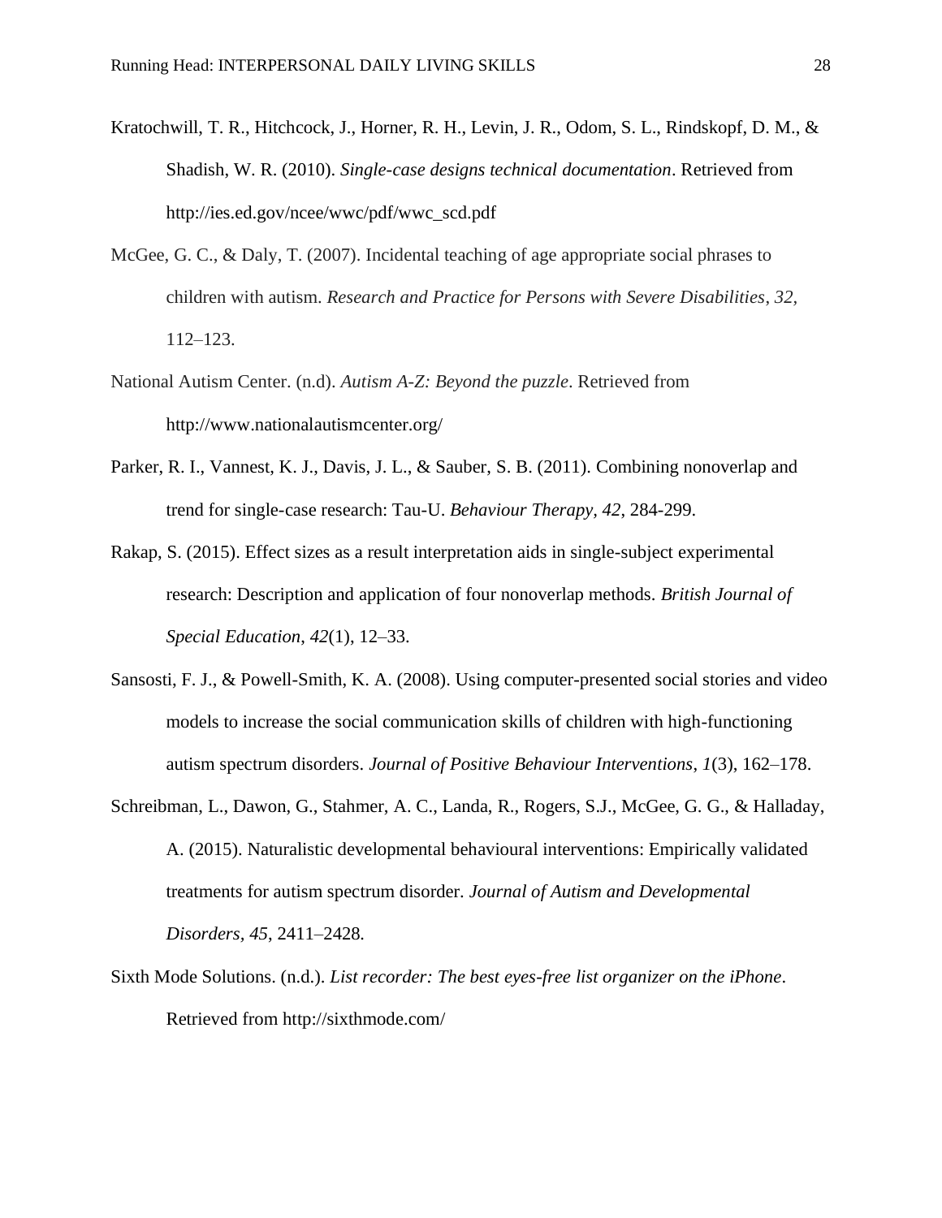Kratochwill, T. R., Hitchcock, J., Horner, R. H., Levin, J. R., Odom, S. L., Rindskopf, D. M., & Shadish, W. R. (2010). *Single-case designs technical documentation*. Retrieved from http://ies.ed.gov/ncee/wwc/pdf/wwc_scd.pdf

McGee, G. C., & Daly, T. (2007). Incidental teaching of age appropriate social phrases to children with autism. *Research and Practice for Persons with Severe Disabilities*, *32*, 112–123.

National Autism Center. (n.d). *Autism A-Z: Beyond the puzzle*. Retrieved from http://www.nationalautismcenter.org/

Parker, R. I., Vannest, K. J., Davis, J. L., & Sauber, S. B. (2011). Combining nonoverlap and trend for single-case research: Tau-U. *Behaviour Therapy, 42*, 284-299.

Rakap, S. (2015). Effect sizes as a result interpretation aids in single-subject experimental research: Description and application of four nonoverlap methods. *British Journal of Special Education*, *42*(1), 12–33.

Sansosti, F. J., & Powell-Smith, K. A. (2008). Using computer-presented social stories and video models to increase the social communication skills of children with high-functioning autism spectrum disorders. *Journal of Positive Behaviour Interventions*, *1*(3), 162–178.

Schreibman, L., Dawon, G., Stahmer, A. C., Landa, R., Rogers, S.J., McGee, G. G., & Halladay, A. (2015). Naturalistic developmental behavioural interventions: Empirically validated treatments for autism spectrum disorder. *Journal of Autism and Developmental Disorders, 45*, 2411–2428.

Sixth Mode Solutions. (n.d.). *List recorder: The best eyes-free list organizer on the iPhone*. Retrieved from http://sixthmode.com/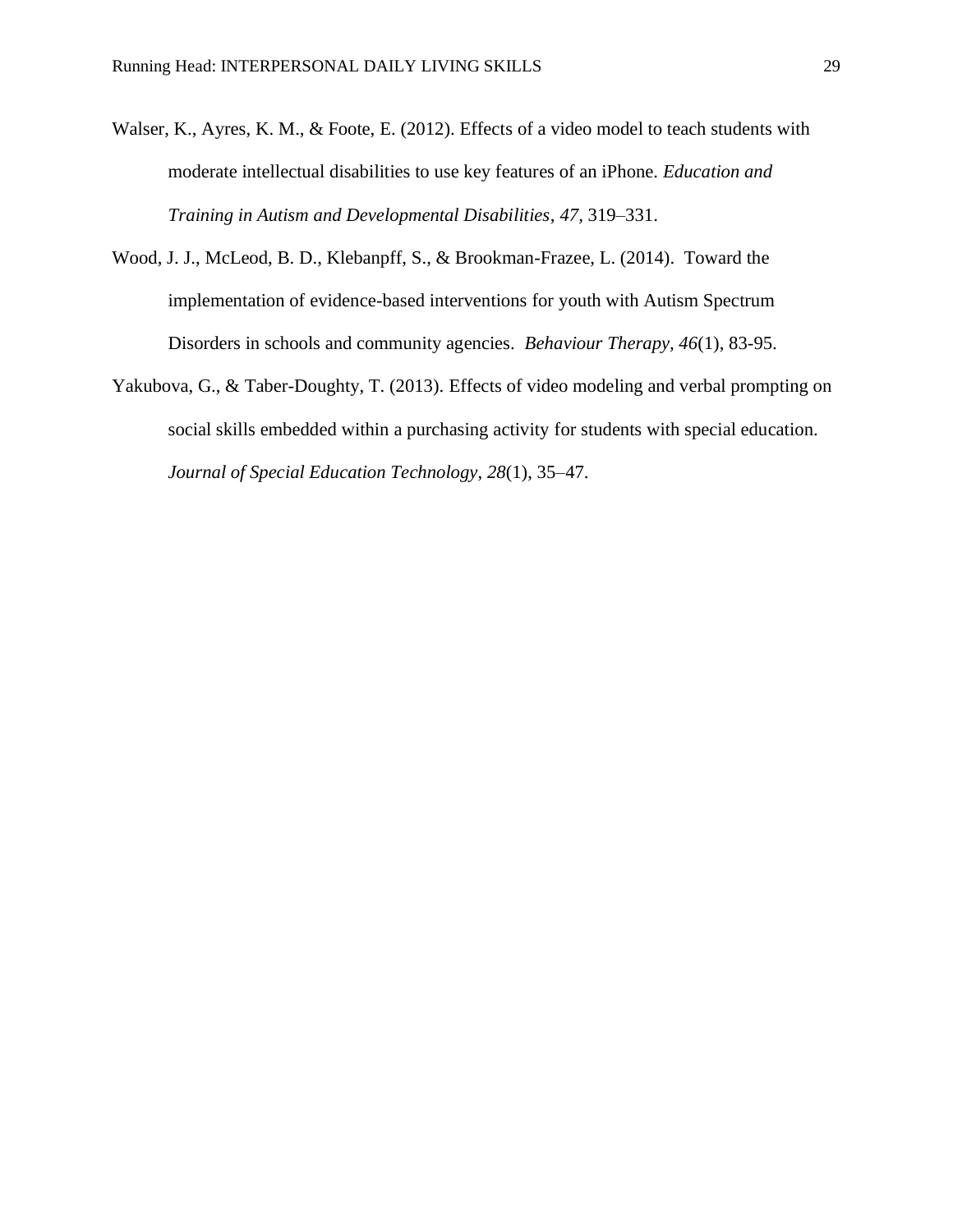Walser, K., Ayres, K. M., & Foote, E. (2012). Effects of a video model to teach students with moderate intellectual disabilities to use key features of an iPhone. *Education and Training in Autism and Developmental Disabilities, 47,* 319–331.

Wood, J. J., McLeod, B. D., Klebanpff, S., & Brookman-Frazee, L. (2014). Toward the implementation of evidence-based interventions for youth with Autism Spectrum Disorders in schools and community agencies. *Behaviour Therapy, 46*(1), 83-95.

Yakubova, G., & Taber-Doughty, T. (2013). Effects of video modeling and verbal prompting on social skills embedded within a purchasing activity for students with special education. *Journal of Special Education Technology*, *28*(1), 35–47.